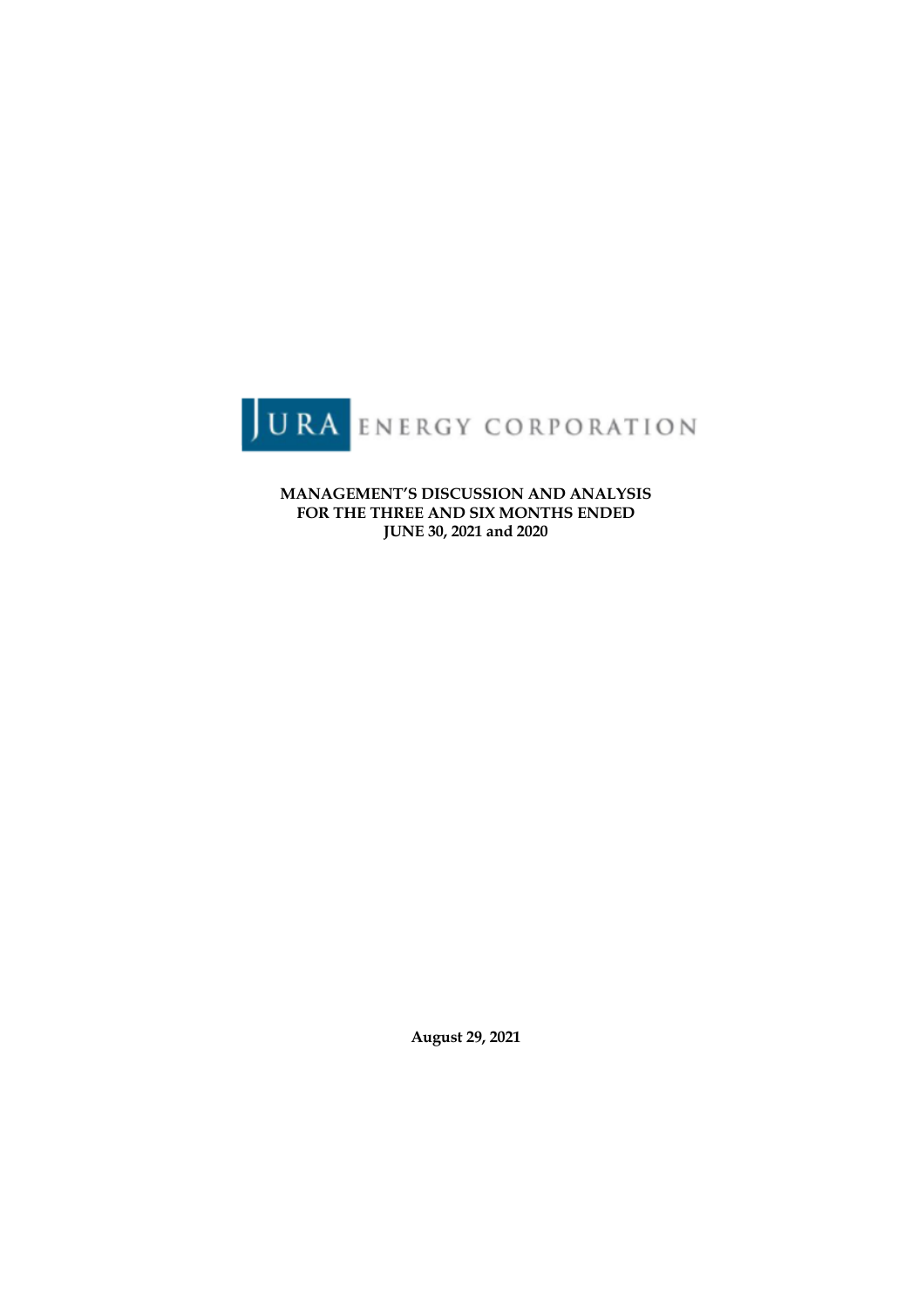JURA ENERGY CORPORATION

**MANAGEMENT'S DISCUSSION AND ANALYSIS**
**FOR THE THREE AND SIX MONTHS ENDED**
**JUNE 30, 2021 and 2020**

**August 29, 2021**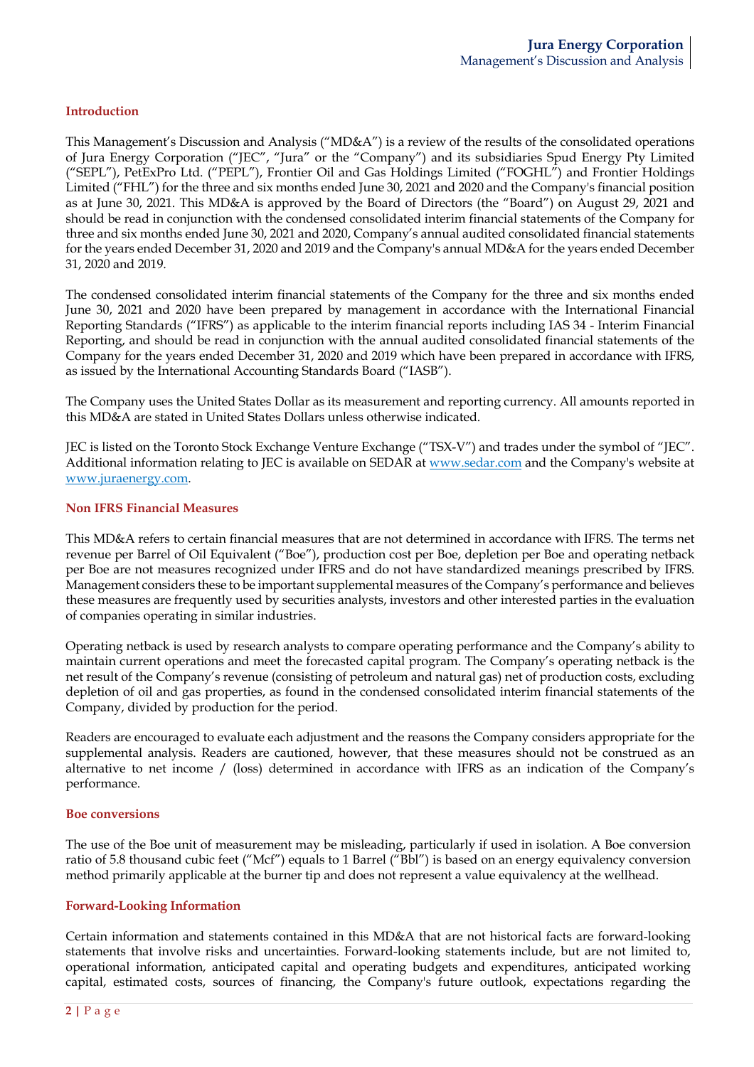## Introduction

This Management's Discussion and Analysis ("MD&A") is a review of the results of the consolidated operations of Jura Energy Corporation ("JEC", "Jura" or the "Company") and its subsidiaries Spud Energy Pty Limited ("SEPL"), PetExPro Ltd. ("PEPL"), Frontier Oil and Gas Holdings Limited ("FOGHL") and Frontier Holdings Limited ("FHL") for the three and six months ended June 30, 2021 and 2020 and the Company's financial position as at June 30, 2021. This MD&A is approved by the Board of Directors (the "Board") on August 29, 2021 and should be read in conjunction with the condensed consolidated interim financial statements of the Company for three and six months ended June 30, 2021 and 2020, Company's annual audited consolidated financial statements for the years ended December 31, 2020 and 2019 and the Company's annual MD&A for the years ended December 31, 2020 and 2019.

The condensed consolidated interim financial statements of the Company for the three and six months ended June 30, 2021 and 2020 have been prepared by management in accordance with the International Financial Reporting Standards ("IFRS") as applicable to the interim financial reports including IAS 34 - Interim Financial Reporting, and should be read in conjunction with the annual audited consolidated financial statements of the Company for the years ended December 31, 2020 and 2019 which have been prepared in accordance with IFRS, as issued by the International Accounting Standards Board ("IASB").

The Company uses the United States Dollar as its measurement and reporting currency. All amounts reported in this MD&A are stated in United States Dollars unless otherwise indicated.

JEC is listed on the Toronto Stock Exchange Venture Exchange ("TSX-V") and trades under the symbol of "JEC". Additional information relating to JEC is available on SEDAR at [www.sedar.com](http://www.sedar.com) and the Company's website at [www.juraenergy.com](http://www.juraenergy.com).

## Non IFRS Financial Measures

This MD&A refers to certain financial measures that are not determined in accordance with IFRS. The terms net revenue per Barrel of Oil Equivalent ("Boe"), production cost per Boe, depletion per Boe and operating netback per Boe are not measures recognized under IFRS and do not have standardized meanings prescribed by IFRS. Management considers these to be important supplemental measures of the Company's performance and believes these measures are frequently used by securities analysts, investors and other interested parties in the evaluation of companies operating in similar industries.

Operating netback is used by research analysts to compare operating performance and the Company's ability to maintain current operations and meet the forecasted capital program. The Company's operating netback is the net result of the Company's revenue (consisting of petroleum and natural gas) net of production costs, excluding depletion of oil and gas properties, as found in the condensed consolidated interim financial statements of the Company, divided by production for the period.

Readers are encouraged to evaluate each adjustment and the reasons the Company considers appropriate for the supplemental analysis. Readers are cautioned, however, that these measures should not be construed as an alternative to net income / (loss) determined in accordance with IFRS as an indication of the Company's performance.

## Boe conversions

The use of the Boe unit of measurement may be misleading, particularly if used in isolation. A Boe conversion ratio of 5.8 thousand cubic feet ("Mcf") equals to 1 Barrel ("Bbl") is based on an energy equivalency conversion method primarily applicable at the burner tip and does not represent a value equivalency at the wellhead.

## Forward-Looking Information

Certain information and statements contained in this MD&A that are not historical facts are forward-looking statements that involve risks and uncertainties. Forward-looking statements include, but are not limited to, operational information, anticipated capital and operating budgets and expenditures, anticipated working capital, estimated costs, sources of financing, the Company's future outlook, expectations regarding the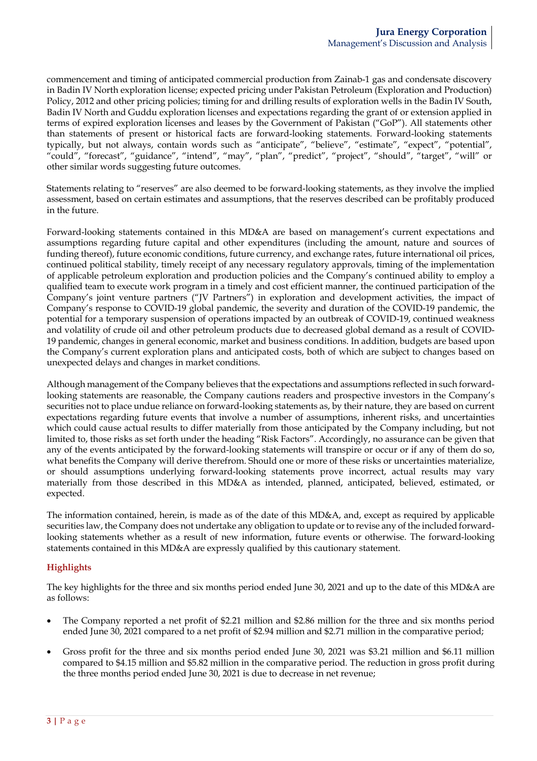commencement and timing of anticipated commercial production from Zainab-1 gas and condensate discovery in Badin IV North exploration license; expected pricing under Pakistan Petroleum (Exploration and Production) Policy, 2012 and other pricing policies; timing for and drilling results of exploration wells in the Badin IV South, Badin IV North and Guddu exploration licenses and expectations regarding the grant of or extension applied in terms of expired exploration licenses and leases by the Government of Pakistan ("GoP"). All statements other than statements of present or historical facts are forward-looking statements. Forward-looking statements typically, but not always, contain words such as "anticipate", "believe", "estimate", "expect", "potential", "could", "forecast", "guidance", "intend", "may", "plan", "predict", "project", "should", "target", "will" or other similar words suggesting future outcomes.

Statements relating to "reserves" are also deemed to be forward-looking statements, as they involve the implied assessment, based on certain estimates and assumptions, that the reserves described can be profitably produced in the future.

Forward-looking statements contained in this MD&A are based on management's current expectations and assumptions regarding future capital and other expenditures (including the amount, nature and sources of funding thereof), future economic conditions, future currency, and exchange rates, future international oil prices, continued political stability, timely receipt of any necessary regulatory approvals, timing of the implementation of applicable petroleum exploration and production policies and the Company's continued ability to employ a qualified team to execute work program in a timely and cost efficient manner, the continued participation of the Company's joint venture partners ("JV Partners") in exploration and development activities, the impact of Company's response to COVID-19 global pandemic, the severity and duration of the COVID-19 pandemic, the potential for a temporary suspension of operations impacted by an outbreak of COVID-19, continued weakness and volatility of crude oil and other petroleum products due to decreased global demand as a result of COVID-19 pandemic, changes in general economic, market and business conditions. In addition, budgets are based upon the Company's current exploration plans and anticipated costs, both of which are subject to changes based on unexpected delays and changes in market conditions.

Although management of the Company believes that the expectations and assumptions reflected in such forward-looking statements are reasonable, the Company cautions readers and prospective investors in the Company's securities not to place undue reliance on forward-looking statements as, by their nature, they are based on current expectations regarding future events that involve a number of assumptions, inherent risks, and uncertainties which could cause actual results to differ materially from those anticipated by the Company including, but not limited to, those risks as set forth under the heading "Risk Factors". Accordingly, no assurance can be given that any of the events anticipated by the forward-looking statements will transpire or occur or if any of them do so, what benefits the Company will derive therefrom. Should one or more of these risks or uncertainties materialize, or should assumptions underlying forward-looking statements prove incorrect, actual results may vary materially from those described in this MD&A as intended, planned, anticipated, believed, estimated, or expected.

The information contained, herein, is made as of the date of this MD&A, and, except as required by applicable securities law, the Company does not undertake any obligation to update or to revise any of the included forward-looking statements whether as a result of new information, future events or otherwise. The forward-looking statements contained in this MD&A are expressly qualified by this cautionary statement.

## Highlights

The key highlights for the three and six months period ended June 30, 2021 and up to the date of this MD&A are as follows:

- The Company reported a net profit of $2.21 million and $2.86 million for the three and six months period ended June 30, 2021 compared to a net profit of $2.94 million and $2.71 million in the comparative period;
- Gross profit for the three and six months period ended June 30, 2021 was $3.21 million and $6.11 million compared to $4.15 million and $5.82 million in the comparative period. The reduction in gross profit during the three months period ended June 30, 2021 is due to decrease in net revenue;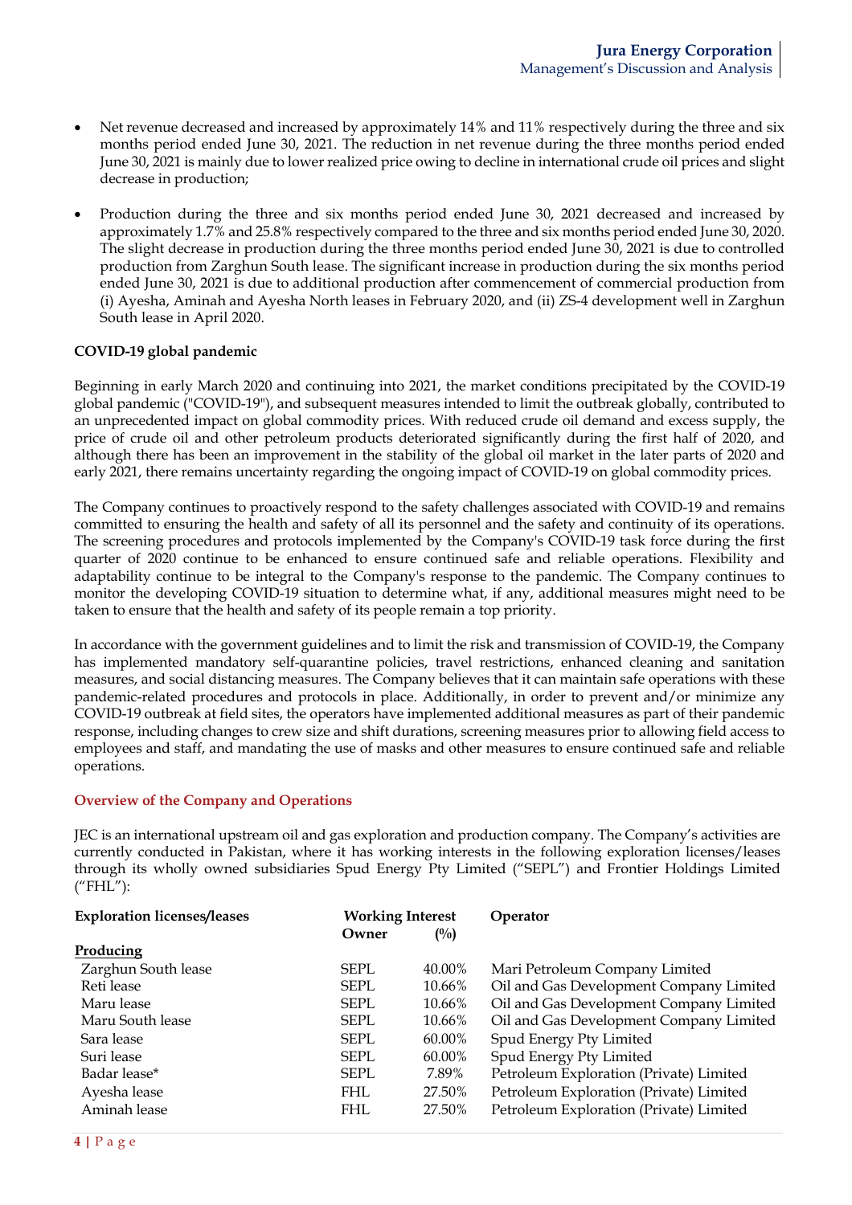- Net revenue decreased and increased by approximately 14% and 11% respectively during the three and six months period ended June 30, 2021. The reduction in net revenue during the three months period ended June 30, 2021 is mainly due to lower realized price owing to decline in international crude oil prices and slight decrease in production;

- Production during the three and six months period ended June 30, 2021 decreased and increased by approximately 1.7% and 25.8% respectively compared to the three and six months period ended June 30, 2020. The slight decrease in production during the three months period ended June 30, 2021 is due to controlled production from Zarghun South lease. The significant increase in production during the six months period ended June 30, 2021 is due to additional production after commencement of commercial production from (i) Ayesha, Aminah and Ayesha North leases in February 2020, and (ii) ZS-4 development well in Zarghun South lease in April 2020.

**COVID-19 global pandemic**

Beginning in early March 2020 and continuing into 2021, the market conditions precipitated by the COVID-19 global pandemic ("COVID-19"), and subsequent measures intended to limit the outbreak globally, contributed to an unprecedented impact on global commodity prices. With reduced crude oil demand and excess supply, the price of crude oil and other petroleum products deteriorated significantly during the first half of 2020, and although there has been an improvement in the stability of the global oil market in the later parts of 2020 and early 2021, there remains uncertainty regarding the ongoing impact of COVID-19 on global commodity prices.

The Company continues to proactively respond to the safety challenges associated with COVID-19 and remains committed to ensuring the health and safety of all its personnel and the safety and continuity of its operations. The screening procedures and protocols implemented by the Company's COVID-19 task force during the first quarter of 2020 continue to be enhanced to ensure continued safe and reliable operations. Flexibility and adaptability continue to be integral to the Company's response to the pandemic. The Company continues to monitor the developing COVID-19 situation to determine what, if any, additional measures might need to be taken to ensure that the health and safety of its people remain a top priority.

In accordance with the government guidelines and to limit the risk and transmission of COVID-19, the Company has implemented mandatory self-quarantine policies, travel restrictions, enhanced cleaning and sanitation measures, and social distancing measures. The Company believes that it can maintain safe operations with these pandemic-related procedures and protocols in place. Additionally, in order to prevent and/or minimize any COVID-19 outbreak at field sites, the operators have implemented additional measures as part of their pandemic response, including changes to crew size and shift durations, screening measures prior to allowing field access to employees and staff, and mandating the use of masks and other measures to ensure continued safe and reliable operations.

## Overview of the Company and Operations

JEC is an international upstream oil and gas exploration and production company. The Company's activities are currently conducted in Pakistan, where it has working interests in the following exploration licenses/leases through its wholly owned subsidiaries Spud Energy Pty Limited ("SEPL") and Frontier Holdings Limited ("FHL"):

| Exploration licenses/leases | Working Interest | | Operator |
|---|---|---|---|
| | Owner | (%) | |
| **Producing** | | | |
| Zarghun South lease | SEPL | 40.00% | Mari Petroleum Company Limited |
| Reti lease | SEPL | 10.66% | Oil and Gas Development Company Limited |
| Maru lease | SEPL | 10.66% | Oil and Gas Development Company Limited |
| Maru South lease | SEPL | 10.66% | Oil and Gas Development Company Limited |
| Sara lease | SEPL | 60.00% | Spud Energy Pty Limited |
| Suri lease | SEPL | 60.00% | Spud Energy Pty Limited |
| Badar lease* | SEPL | 7.89% | Petroleum Exploration (Private) Limited |
| Ayesha lease | FHL | 27.50% | Petroleum Exploration (Private) Limited |
| Aminah lease | FHL | 27.50% | Petroleum Exploration (Private) Limited |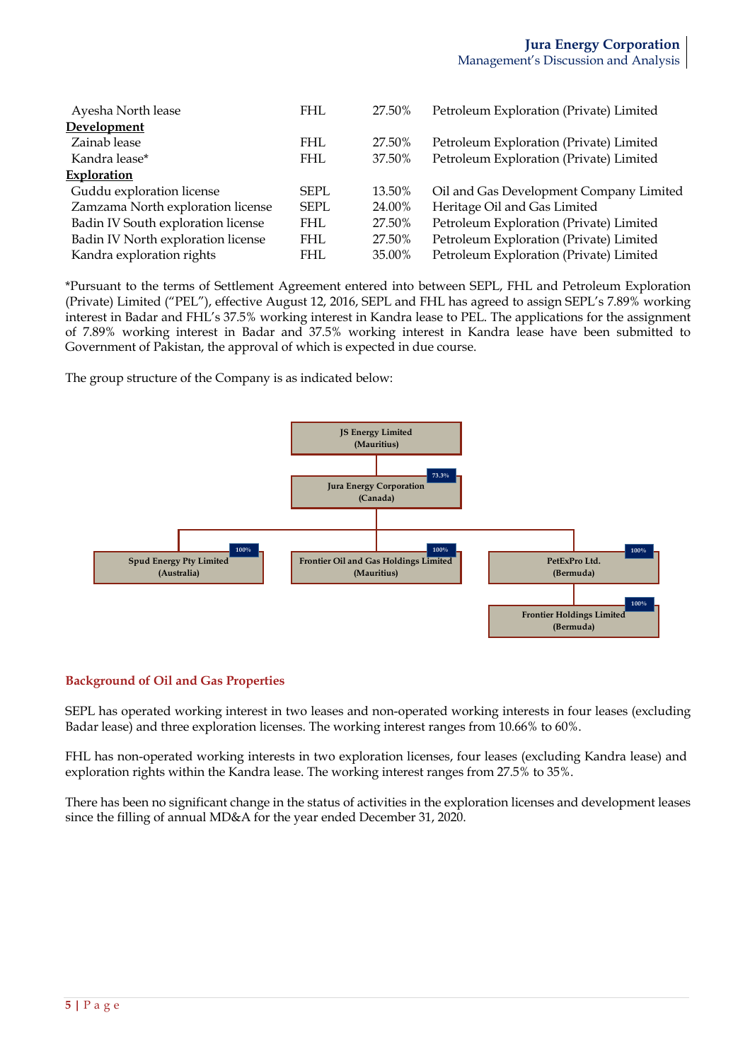| | | | |
|---|---|---|---|
| Ayesha North lease | FHL | 27.50% | Petroleum Exploration (Private) Limited |
| **Development** | | | |
| Zainab lease | FHL | 27.50% | Petroleum Exploration (Private) Limited |
| Kandra lease* | FHL | 37.50% | Petroleum Exploration (Private) Limited |
| **Exploration** | | | |
| Guddu exploration license | SEPL | 13.50% | Oil and Gas Development Company Limited |
| Zamzama North exploration license | SEPL | 24.00% | Heritage Oil and Gas Limited |
| Badin IV South exploration license | FHL | 27.50% | Petroleum Exploration (Private) Limited |
| Badin IV North exploration license | FHL | 27.50% | Petroleum Exploration (Private) Limited |
| Kandra exploration rights | FHL | 35.00% | Petroleum Exploration (Private) Limited |

*Pursuant to the terms of Settlement Agreement entered into between SEPL, FHL and Petroleum Exploration (Private) Limited ("PEL"), effective August 12, 2016, SEPL and FHL has agreed to assign SEPL's 7.89% working interest in Badar and FHL's 37.5% working interest in Kandra lease to PEL. The applications for the assignment of 7.89% working interest in Badar and 37.5% working interest in Kandra lease have been submitted to Government of Pakistan, the approval of which is expected in due course.

The group structure of the Company is as indicated below:

- JS Energy Limited (Mauritius)
  - 73.3% Jura Energy Corporation (Canada)
    - 100% Spud Energy Pty Limited (Australia)
    - 100% Frontier Oil and Gas Holdings Limited (Mauritius)
    - 100% PetExPro Ltd. (Bermuda)
      - 100% Frontier Holdings Limited (Bermuda)

## Background of Oil and Gas Properties

SEPL has operated working interest in two leases and non-operated working interests in four leases (excluding Badar lease) and three exploration licenses. The working interest ranges from 10.66% to 60%.

FHL has non-operated working interests in two exploration licenses, four leases (excluding Kandra lease) and exploration rights within the Kandra lease. The working interest ranges from 27.5% to 35%.

There has been no significant change in the status of activities in the exploration licenses and development leases since the filling of annual MD&A for the year ended December 31, 2020.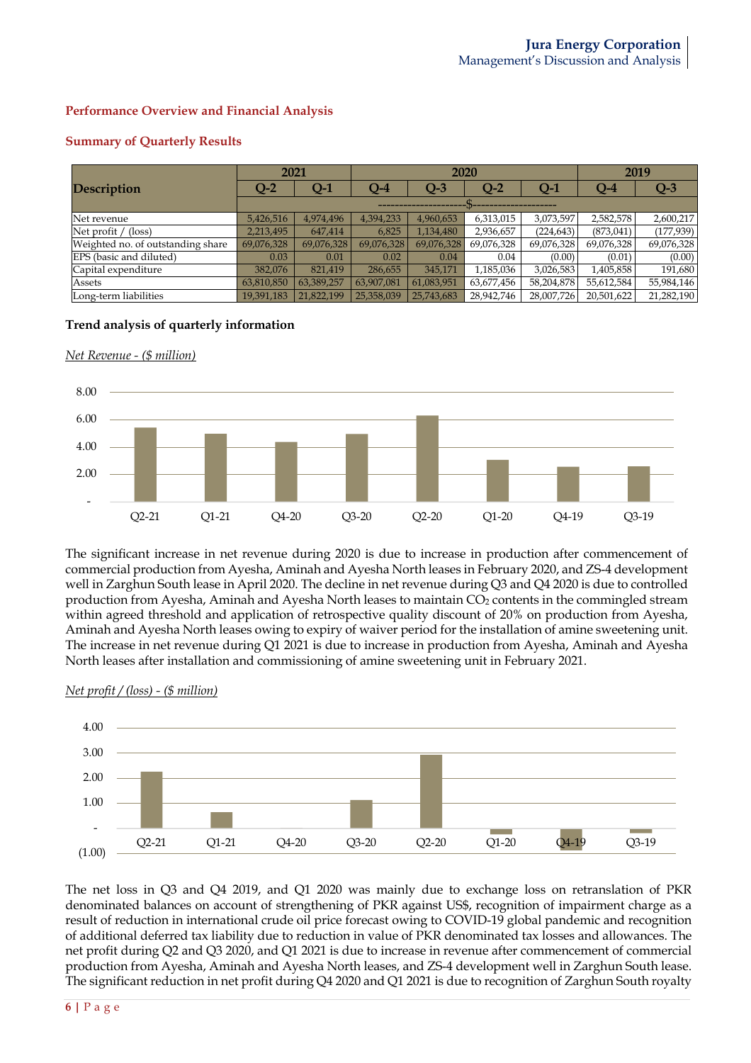## Performance Overview and Financial Analysis

### Summary of Quarterly Results

| Description | 2021 | | 2020 | | | | 2019 | |
|---|---|---|---|---|---|---|---|---|
| | Q-2 | Q-1 | Q-4 | Q-3 | Q-2 | Q-1 | Q-4 | Q-3 |
| | ---------------------$--------------------- | | | | | | | |
| Net revenue | 5,426,516 | 4,974,496 | 4,394,233 | 4,960,653 | 6,313,015 | 3,073,597 | 2,582,578 | 2,600,217 |
| Net profit / (loss) | 2,213,495 | 647,414 | 6,825 | 1,134,480 | 2,936,657 | (224,643) | (873,041) | (177,939) |
| Weighted no. of outstanding share | 69,076,328 | 69,076,328 | 69,076,328 | 69,076,328 | 69,076,328 | 69,076,328 | 69,076,328 | 69,076,328 |
| EPS (basic and diluted) | 0.03 | 0.01 | 0.02 | 0.04 | 0.04 | (0.00) | (0.01) | (0.00) |
| Capital expenditure | 382,076 | 821,419 | 286,655 | 345,171 | 1,185,036 | 3,026,583 | 1,405,858 | 191,680 |
| Assets | 63,810,850 | 63,389,257 | 63,907,081 | 61,083,951 | 63,677,456 | 58,204,878 | 55,612,584 | 55,984,146 |
| Long-term liabilities | 19,391,183 | 21,822,199 | 25,358,039 | 25,743,683 | 28,942,746 | 28,007,726 | 20,501,622 | 21,282,190 |

**Trend analysis of quarterly information**

*Net Revenue - ($ million)*

The significant increase in net revenue during 2020 is due to increase in production after commencement of commercial production from Ayesha, Aminah and Ayesha North leases in February 2020, and ZS-4 development well in Zarghun South lease in April 2020. The decline in net revenue during Q3 and Q4 2020 is due to controlled production from Ayesha, Aminah and Ayesha North leases to maintain $CO_2$ contents in the commingled stream within agreed threshold and application of retrospective quality discount of 20% on production from Ayesha, Aminah and Ayesha North leases owing to expiry of waiver period for the installation of amine sweetening unit. The increase in net revenue during Q1 2021 is due to increase in production from Ayesha, Aminah and Ayesha North leases after installation and commissioning of amine sweetening unit in February 2021.

*Net profit / (loss) - ($ million)*

The net loss in Q3 and Q4 2019, and Q1 2020 was mainly due to exchange loss on retranslation of PKR denominated balances on account of strengthening of PKR against US$, recognition of impairment charge as a result of reduction in international crude oil price forecast owing to COVID-19 global pandemic and recognition of additional deferred tax liability due to reduction in value of PKR denominated tax losses and allowances. The net profit during Q2 and Q3 2020, and Q1 2021 is due to increase in revenue after commencement of commercial production from Ayesha, Aminah and Ayesha North leases, and ZS-4 development well in Zarghun South lease. The significant reduction in net profit during Q4 2020 and Q1 2021 is due to recognition of Zarghun South royalty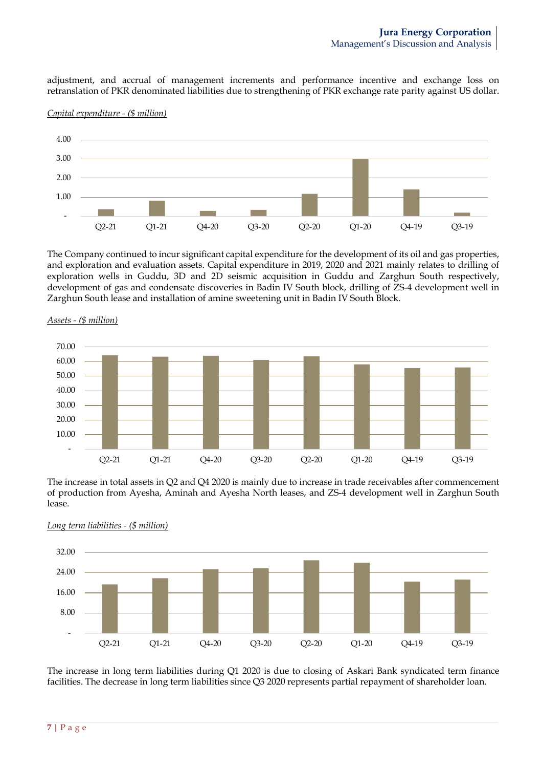adjustment, and accrual of management increments and performance incentive and exchange loss on retranslation of PKR denominated liabilities due to strengthening of PKR exchange rate parity against US dollar.

*Capital expenditure - ($ million)*

The Company continued to incur significant capital expenditure for the development of its oil and gas properties, and exploration and evaluation assets. Capital expenditure in 2019, 2020 and 2021 mainly relates to drilling of exploration wells in Guddu, 3D and 2D seismic acquisition in Guddu and Zarghun South respectively, development of gas and condensate discoveries in Badin IV South block, drilling of ZS-4 development well in Zarghun South lease and installation of amine sweetening unit in Badin IV South Block.

*Assets - ($ million)*

The increase in total assets in Q2 and Q4 2020 is mainly due to increase in trade receivables after commencement of production from Ayesha, Aminah and Ayesha North leases, and ZS-4 development well in Zarghun South lease.

*Long term liabilities - ($ million)*

The increase in long term liabilities during Q1 2020 is due to closing of Askari Bank syndicated term finance facilities. The decrease in long term liabilities since Q3 2020 represents partial repayment of shareholder loan.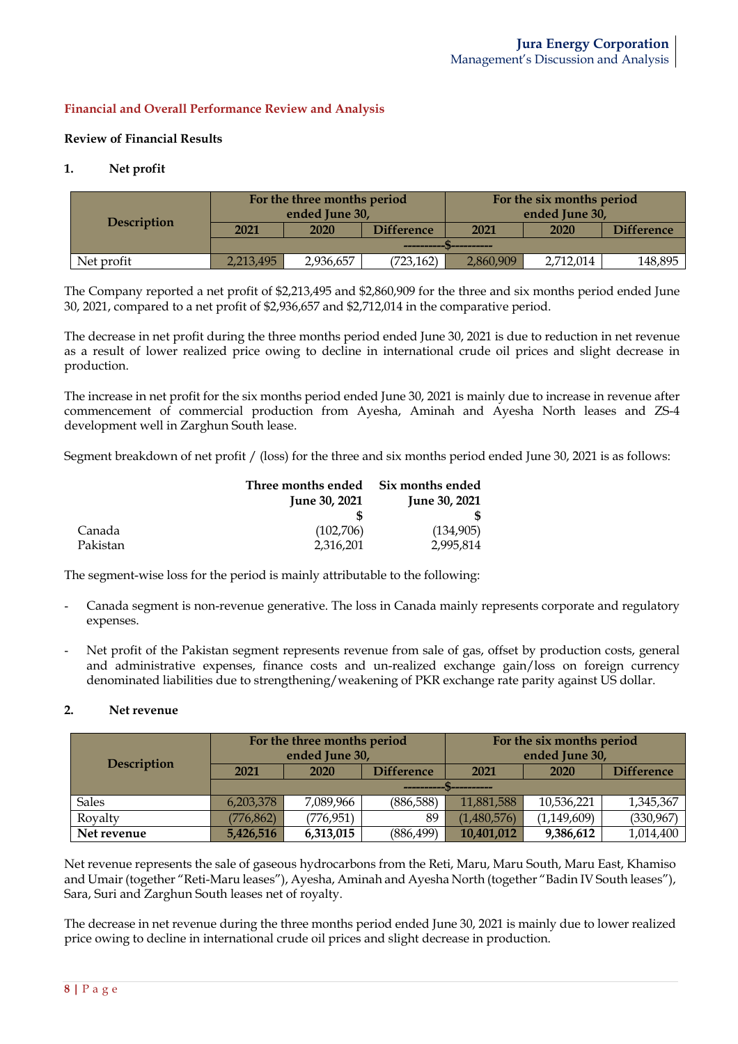## Financial and Overall Performance Review and Analysis

### Review of Financial Results

#### 1. Net profit

| Description | For the three months period ended June 30, | | | For the six months period ended June 30, | | |
|---|---|---|---|---|---|---|
| | 2021 | 2020 | Difference | 2021 | 2020 | Difference |
| | ----------$---------- | | | | | |
| Net profit | 2,213,495 | 2,936,657 | (723,162) | 2,860,909 | 2,712,014 | 148,895 |

The Company reported a net profit of $2,213,495 and $2,860,909 for the three and six months period ended June 30, 2021, compared to a net profit of $2,936,657 and $2,712,014 in the comparative period.

The decrease in net profit during the three months period ended June 30, 2021 is due to reduction in net revenue as a result of lower realized price owing to decline in international crude oil prices and slight decrease in production.

The increase in net profit for the six months period ended June 30, 2021 is mainly due to increase in revenue after commencement of commercial production from Ayesha, Aminah and Ayesha North leases and ZS-4 development well in Zarghun South lease.

Segment breakdown of net profit / (loss) for the three and six months period ended June 30, 2021 is as follows:

| | Three months ended June 30, 2021 | Six months ended June 30, 2021 |
|---|---|---|
| | $ | $ |
| Canada | (102,706) | (134,905) |
| Pakistan | 2,316,201 | 2,995,814 |

The segment-wise loss for the period is mainly attributable to the following:

- Canada segment is non-revenue generative. The loss in Canada mainly represents corporate and regulatory expenses.
- Net profit of the Pakistan segment represents revenue from sale of gas, offset by production costs, general and administrative expenses, finance costs and un-realized exchange gain/loss on foreign currency denominated liabilities due to strengthening/weakening of PKR exchange rate parity against US dollar.

#### 2. Net revenue

| Description | For the three months period ended June 30, | | | For the six months period ended June 30, | | |
|---|---|---|---|---|---|---|
| | 2021 | 2020 | Difference | 2021 | 2020 | Difference |
| | ----------$---------- | | | | | |
| Sales | 6,203,378 | 7,089,966 | (886,588) | 11,881,588 | 10,536,221 | 1,345,367 |
| Royalty | (776,862) | (776,951) | 89 | (1,480,576) | (1,149,609) | (330,967) |
| **Net revenue** | **5,426,516** | **6,313,015** | (886,499) | **10,401,012** | **9,386,612** | 1,014,400 |

Net revenue represents the sale of gaseous hydrocarbons from the Reti, Maru, Maru South, Maru East, Khamiso and Umair (together "Reti-Maru leases"), Ayesha, Aminah and Ayesha North (together "Badin IV South leases"), Sara, Suri and Zarghun South leases net of royalty.

The decrease in net revenue during the three months period ended June 30, 2021 is mainly due to lower realized price owing to decline in international crude oil prices and slight decrease in production.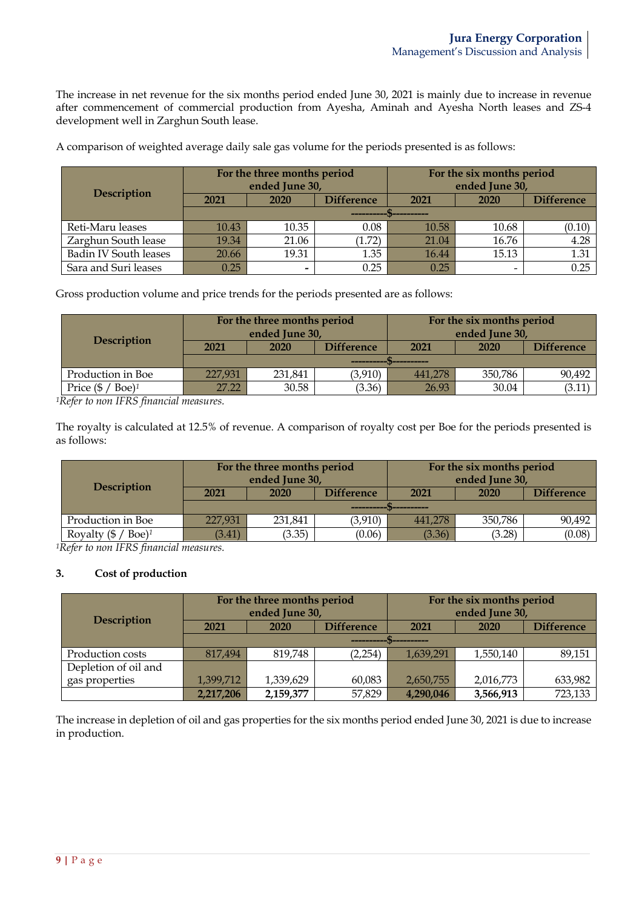The increase in net revenue for the six months period ended June 30, 2021 is mainly due to increase in revenue after commencement of commercial production from Ayesha, Aminah and Ayesha North leases and ZS-4 development well in Zarghun South lease.

A comparison of weighted average daily sale gas volume for the periods presented is as follows:

| Description | For the three months period ended June 30, | | | For the six months period ended June 30, | | |
|---|---|---|---|---|---|---|
| | 2021 | 2020 | Difference | 2021 | 2020 | Difference |
| | ----------$---------- | | | | | |
| Reti-Maru leases | 10.43 | 10.35 | 0.08 | 10.58 | 10.68 | (0.10) |
| Zarghun South lease | 19.34 | 21.06 | (1.72) | 21.04 | 16.76 | 4.28 |
| Badin IV South leases | 20.66 | 19.31 | 1.35 | 16.44 | 15.13 | 1.31 |
| Sara and Suri leases | 0.25 | - | 0.25 | 0.25 | - | 0.25 |

Gross production volume and price trends for the periods presented are as follows:

| Description | For the three months period ended June 30, | | | For the six months period ended June 30, | | |
|---|---|---|---|---|---|---|
| | 2021 | 2020 | Difference | 2021 | 2020 | Difference |
| | ----------$---------- | | | | | |
| Production in Boe | 227,931 | 231,841 | (3,910) | 441,278 | 350,786 | 90,492 |
| Price ($ / Boe)[1] | 27.22 | 30.58 | (3.36) | 26.93 | 30.04 | (3.11) |

*[1]Refer to non IFRS financial measures.*

The royalty is calculated at 12.5% of revenue. A comparison of royalty cost per Boe for the periods presented is as follows:

| Description | For the three months period ended June 30, | | | For the six months period ended June 30, | | |
|---|---|---|---|---|---|---|
| | 2021 | 2020 | Difference | 2021 | 2020 | Difference |
| | ----------$---------- | | | | | |
| Production in Boe | 227,931 | 231,841 | (3,910) | 441,278 | 350,786 | 90,492 |
| Royalty ($ / Boe)[1] | (3.41) | (3.35) | (0.06) | (3.36) | (3.28) | (0.08) |

*[1]Refer to non IFRS financial measures.*

### 3. Cost of production

| Description | For the three months period ended June 30, | | | For the six months period ended June 30, | | |
|---|---|---|---|---|---|---|
| | 2021 | 2020 | Difference | 2021 | 2020 | Difference |
| | ----------$---------- | | | | | |
| Production costs | 817,494 | 819,748 | (2,254) | 1,639,291 | 1,550,140 | 89,151 |
| Depletion of oil and gas properties | 1,399,712 | 1,339,629 | 60,083 | 2,650,755 | 2,016,773 | 633,982 |
| | **2,217,206** | **2,159,377** | 57,829 | **4,290,046** | **3,566,913** | 723,133 |

The increase in depletion of oil and gas properties for the six months period ended June 30, 2021 is due to increase in production.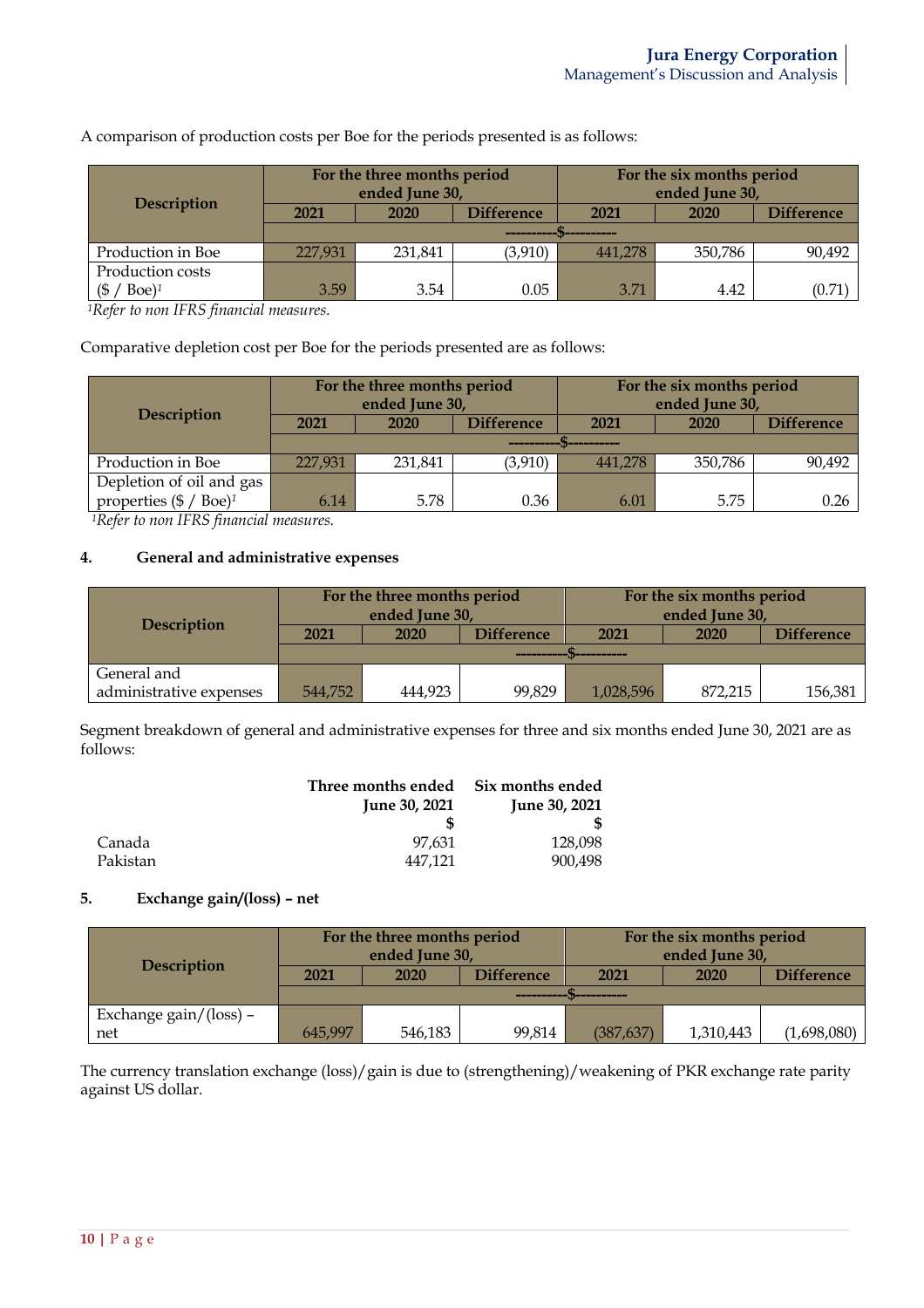A comparison of production costs per Boe for the periods presented is as follows:

| Description | For the three months period ended June 30, | | | For the six months period ended June 30, | | |
|---|---|---|---|---|---|---|
| | 2021 | 2020 | Difference | 2021 | 2020 | Difference |
| | ----------$---------- | | | | | |
| Production in Boe | 227,931 | 231,841 | (3,910) | 441,278 | 350,786 | 90,492 |
| Production costs ($ / Boe)[1] | 3.59 | 3.54 | 0.05 | 3.71 | 4.42 | (0.71) |

[1]*Refer to non IFRS financial measures.*

Comparative depletion cost per Boe for the periods presented are as follows:

| Description | For the three months period ended June 30, | | | For the six months period ended June 30, | | |
|---|---|---|---|---|---|---|
| | 2021 | 2020 | Difference | 2021 | 2020 | Difference |
| | ----------$---------- | | | | | |
| Production in Boe | 227,931 | 231,841 | (3,910) | 441,278 | 350,786 | 90,492 |
| Depletion of oil and gas properties ($ / Boe)[1] | 6.14 | 5.78 | 0.36 | 6.01 | 5.75 | 0.26 |

[1]*Refer to non IFRS financial measures.*

## 4. General and administrative expenses

| Description | For the three months period ended June 30, | | | For the six months period ended June 30, | | |
|---|---|---|---|---|---|---|
| | 2021 | 2020 | Difference | 2021 | 2020 | Difference |
| | ----------$---------- | | | | | |
| General and administrative expenses | 544,752 | 444,923 | 99,829 | 1,028,596 | 872,215 | 156,381 |

Segment breakdown of general and administrative expenses for three and six months ended June 30, 2021 are as follows:

| | Three months ended June 30, 2021 | Six months ended June 30, 2021 |
|---|---|---|
| | $ | $ |
| Canada | 97,631 | 128,098 |
| Pakistan | 447,121 | 900,498 |

## 5. Exchange gain/(loss) – net

| Description | For the three months period ended June 30, | | | For the six months period ended June 30, | | |
|---|---|---|---|---|---|---|
| | 2021 | 2020 | Difference | 2021 | 2020 | Difference |
| | ----------$---------- | | | | | |
| Exchange gain/(loss) – net | 645,997 | 546,183 | 99,814 | (387,637) | 1,310,443 | (1,698,080) |

The currency translation exchange (loss)/gain is due to (strengthening)/weakening of PKR exchange rate parity against US dollar.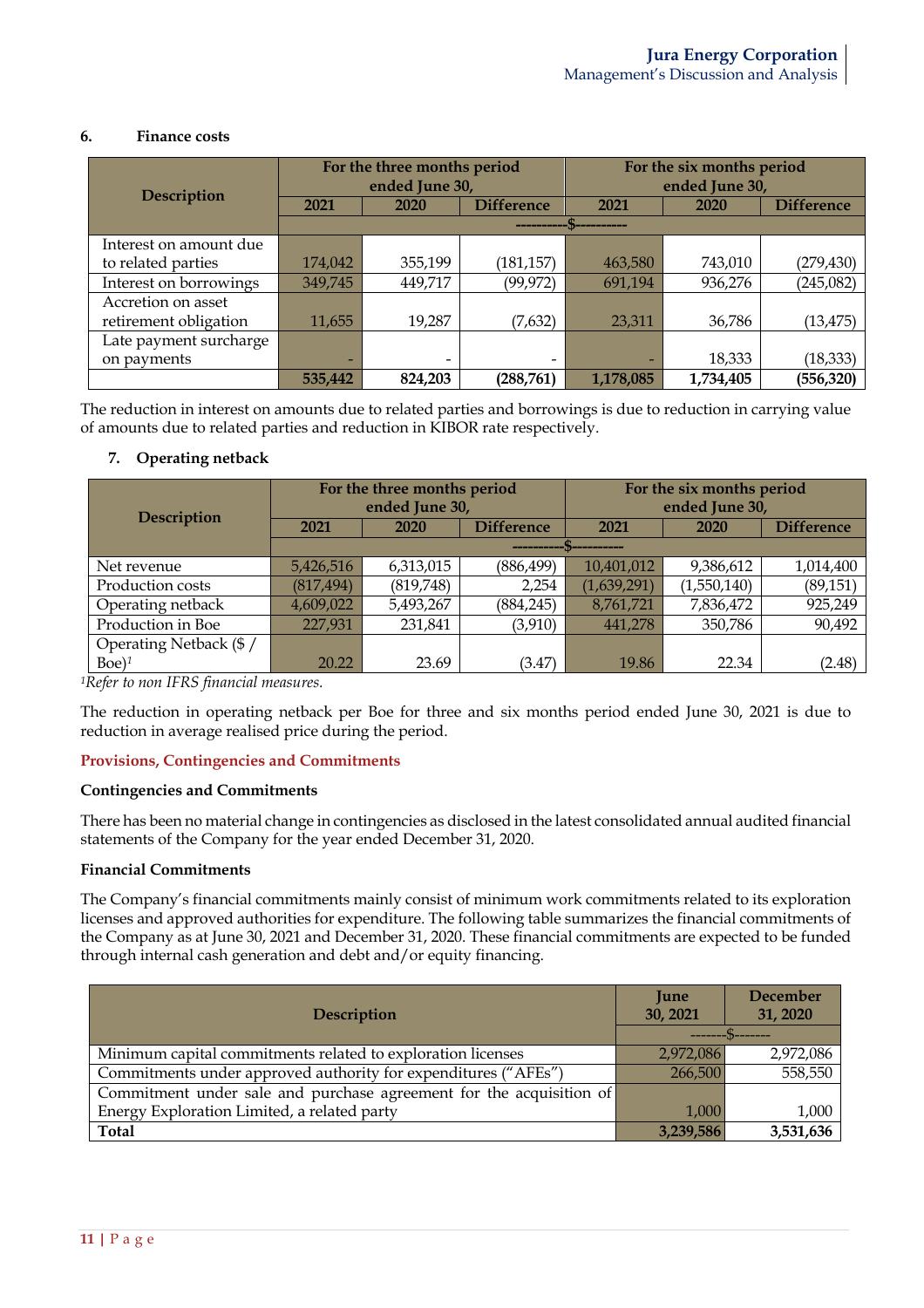### 6. Finance costs

| Description | For the three months period ended June 30, | | | For the six months period ended June 30, | | |
|---|---|---|---|---|---|---|
| | 2021 | 2020 | Difference | 2021 | 2020 | Difference |
| | ----------$---------- | | | | | |
| Interest on amount due to related parties | 174,042 | 355,199 | (181,157) | 463,580 | 743,010 | (279,430) |
| Interest on borrowings | 349,745 | 449,717 | (99,972) | 691,194 | 936,276 | (245,082) |
| Accretion on asset retirement obligation | 11,655 | 19,287 | (7,632) | 23,311 | 36,786 | (13,475) |
| Late payment surcharge on payments | - | - | - | - | 18,333 | (18,333) |
| | **535,442** | **824,203** | **(288,761)** | **1,178,085** | **1,734,405** | **(556,320)** |

The reduction in interest on amounts due to related parties and borrowings is due to reduction in carrying value of amounts due to related parties and reduction in KIBOR rate respectively.

### 7. Operating netback

| Description | For the three months period ended June 30, | | | For the six months period ended June 30, | | |
|---|---|---|---|---|---|---|
| | 2021 | 2020 | Difference | 2021 | 2020 | Difference |
| | ----------$---------- | | | | | |
| Net revenue | 5,426,516 | 6,313,015 | (886,499) | 10,401,012 | 9,386,612 | 1,014,400 |
| Production costs | (817,494) | (819,748) | 2,254 | (1,639,291) | (1,550,140) | (89,151) |
| Operating netback | 4,609,022 | 5,493,267 | (884,245) | 8,761,721 | 7,836,472 | 925,249 |
| Production in Boe | 227,931 | 231,841 | (3,910) | 441,278 | 350,786 | 90,492 |
| Operating Netback ($ / Boe)[1] | 20.22 | 23.69 | (3.47) | 19.86 | 22.34 | (2.48) |

*[1]Refer to non IFRS financial measures.*

The reduction in operating netback per Boe for three and six months period ended June 30, 2021 is due to reduction in average realised price during the period.

## Provisions, Contingencies and Commitments

**Contingencies and Commitments**

There has been no material change in contingencies as disclosed in the latest consolidated annual audited financial statements of the Company for the year ended December 31, 2020.

**Financial Commitments**

The Company's financial commitments mainly consist of minimum work commitments related to its exploration licenses and approved authorities for expenditure. The following table summarizes the financial commitments of the Company as at June 30, 2021 and December 31, 2020. These financial commitments are expected to be funded through internal cash generation and debt and/or equity financing.

| Description | June 30, 2021 | December 31, 2020 |
|---|---|---|
| | -------$------- | |
| Minimum capital commitments related to exploration licenses | 2,972,086 | 2,972,086 |
| Commitments under approved authority for expenditures ("AFEs") | 266,500 | 558,550 |
| Commitment under sale and purchase agreement for the acquisition of Energy Exploration Limited, a related party | 1,000 | 1,000 |
| **Total** | **3,239,586** | **3,531,636** |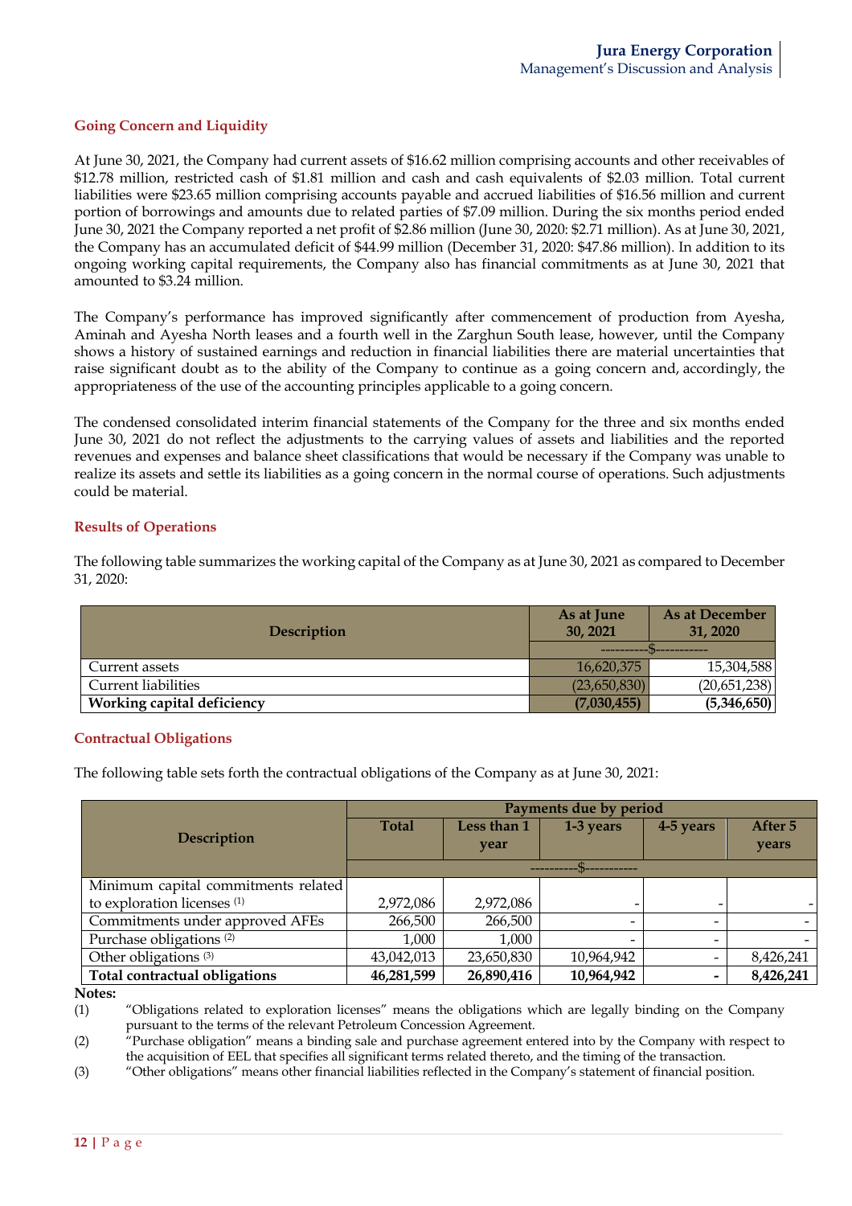## Going Concern and Liquidity

At June 30, 2021, the Company had current assets of $16.62 million comprising accounts and other receivables of $12.78 million, restricted cash of $1.81 million and cash and cash equivalents of $2.03 million. Total current liabilities were $23.65 million comprising accounts payable and accrued liabilities of $16.56 million and current portion of borrowings and amounts due to related parties of $7.09 million. During the six months period ended June 30, 2021 the Company reported a net profit of $2.86 million (June 30, 2020: $2.71 million). As at June 30, 2021, the Company has an accumulated deficit of $44.99 million (December 31, 2020: $47.86 million). In addition to its ongoing working capital requirements, the Company also has financial commitments as at June 30, 2021 that amounted to $3.24 million.

The Company's performance has improved significantly after commencement of production from Ayesha, Aminah and Ayesha North leases and a fourth well in the Zarghun South lease, however, until the Company shows a history of sustained earnings and reduction in financial liabilities there are material uncertainties that raise significant doubt as to the ability of the Company to continue as a going concern and, accordingly, the appropriateness of the use of the accounting principles applicable to a going concern.

The condensed consolidated interim financial statements of the Company for the three and six months ended June 30, 2021 do not reflect the adjustments to the carrying values of assets and liabilities and the reported revenues and expenses and balance sheet classifications that would be necessary if the Company was unable to realize its assets and settle its liabilities as a going concern in the normal course of operations. Such adjustments could be material.

## Results of Operations

The following table summarizes the working capital of the Company as at June 30, 2021 as compared to December 31, 2020:

| Description | As at June 30, 2021 | As at December 31, 2020 |
|---|---|---|
| | ----------$---------- | |
| Current assets | 16,620,375 | 15,304,588 |
| Current liabilities | (23,650,830) | (20,651,238) |
| **Working capital deficiency** | **(7,030,455)** | **(5,346,650)** |

## Contractual Obligations

The following table sets forth the contractual obligations of the Company as at June 30, 2021:

| Description | Payments due by period | | | | |
|---|---|---|---|---|---|
| | Total | Less than 1 year | 1-3 years | 4-5 years | After 5 years |
| | ----------$---------- | | | | |
| Minimum capital commitments related to exploration licenses [(1)] | 2,972,086 | 2,972,086 | - | - | - |
| Commitments under approved AFEs | 266,500 | 266,500 | - | - | - |
| Purchase obligations [(2)] | 1,000 | 1,000 | - | - | - |
| Other obligations [(3)] | 43,042,013 | 23,650,830 | 10,964,942 | - | 8,426,241 |
| **Total contractual obligations** | **46,281,599** | **26,890,416** | **10,964,942** | **-** | **8,426,241** |

**Notes:**

(1) "Obligations related to exploration licenses" means the obligations which are legally binding on the Company pursuant to the terms of the relevant Petroleum Concession Agreement.

(2) "Purchase obligation" means a binding sale and purchase agreement entered into by the Company with respect to the acquisition of EEL that specifies all significant terms related thereto, and the timing of the transaction.

(3) "Other obligations" means other financial liabilities reflected in the Company's statement of financial position.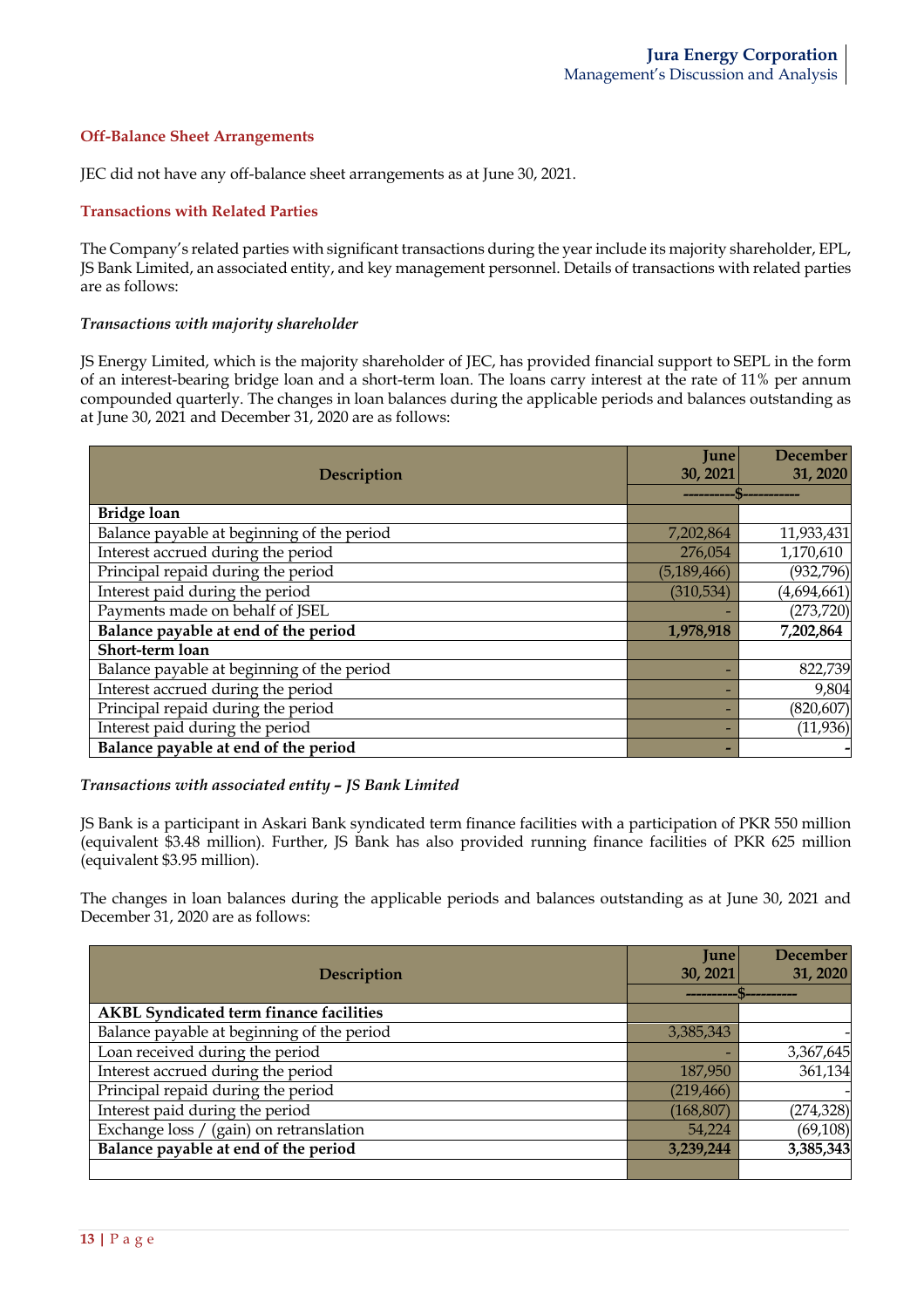### Off-Balance Sheet Arrangements

JEC did not have any off-balance sheet arrangements as at June 30, 2021.

### Transactions with Related Parties

The Company's related parties with significant transactions during the year include its majority shareholder, EPL, JS Bank Limited, an associated entity, and key management personnel. Details of transactions with related parties are as follows:

*Transactions with majority shareholder*

JS Energy Limited, which is the majority shareholder of JEC, has provided financial support to SEPL in the form of an interest-bearing bridge loan and a short-term loan. The loans carry interest at the rate of 11% per annum compounded quarterly. The changes in loan balances during the applicable periods and balances outstanding as at June 30, 2021 and December 31, 2020 are as follows:

| Description | June 30, 2021 | December 31, 2020 |
|---|---|---|
| | ---------$--------- | |
| **Bridge loan** | | |
| Balance payable at beginning of the period | 7,202,864 | 11,933,431 |
| Interest accrued during the period | 276,054 | 1,170,610 |
| Principal repaid during the period | (5,189,466) | (932,796) |
| Interest paid during the period | (310,534) | (4,694,661) |
| Payments made on behalf of JSEL | - | (273,720) |
| **Balance payable at end of the period** | **1,978,918** | **7,202,864** |
| **Short-term loan** | | |
| Balance payable at beginning of the period | - | 822,739 |
| Interest accrued during the period | - | 9,804 |
| Principal repaid during the period | - | (820,607) |
| Interest paid during the period | - | (11,936) |
| **Balance payable at end of the period** | **-** | **-** |

*Transactions with associated entity – JS Bank Limited*

JS Bank is a participant in Askari Bank syndicated term finance facilities with a participation of PKR 550 million (equivalent $3.48 million). Further, JS Bank has also provided running finance facilities of PKR 625 million (equivalent $3.95 million).

The changes in loan balances during the applicable periods and balances outstanding as at June 30, 2021 and December 31, 2020 are as follows:

| Description | June 30, 2021 | December 31, 2020 |
|---|---|---|
| | ---------$--------- | |
| **AKBL Syndicated term finance facilities** | | |
| Balance payable at beginning of the period | 3,385,343 | - |
| Loan received during the period | - | 3,367,645 |
| Interest accrued during the period | 187,950 | 361,134 |
| Principal repaid during the period | (219,466) | - |
| Interest paid during the period | (168,807) | (274,328) |
| Exchange loss / (gain) on retranslation | 54,224 | (69,108) |
| **Balance payable at end of the period** | **3,239,244** | **3,385,343** |
| | | |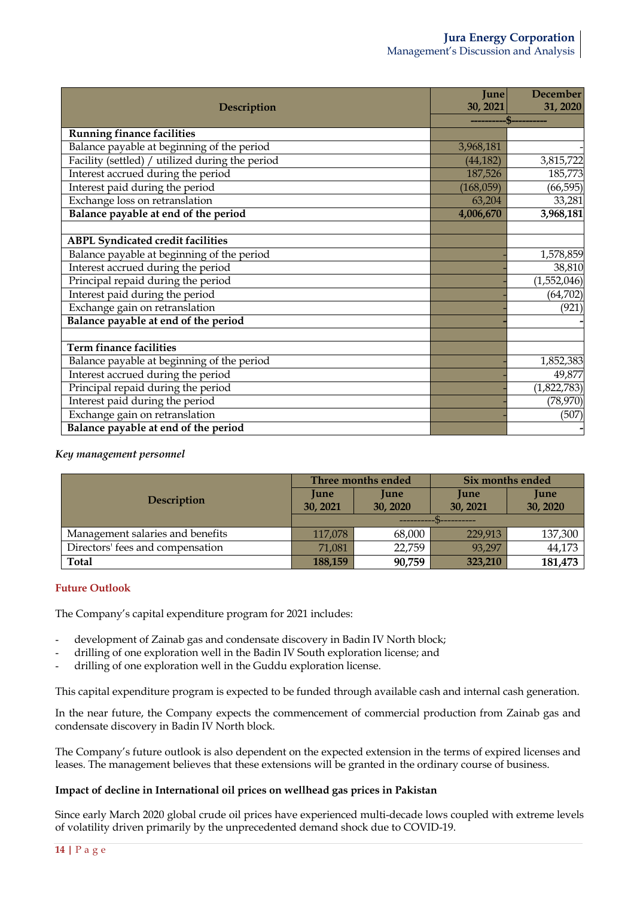| Description | June 30, 2021 | December 31, 2020 |
|---|---|---|
| | ----------$---------- | |
| **Running finance facilities** | | |
| Balance payable at beginning of the period | 3,968,181 | - |
| Facility (settled) / utilized during the period | (44,182) | 3,815,722 |
| Interest accrued during the period | 187,526 | 185,773 |
| Interest paid during the period | (168,059) | (66,595) |
| Exchange loss on retranslation | 63,204 | 33,281 |
| **Balance payable at end of the period** | **4,006,670** | **3,968,181** |
| | | |
| **ABPL Syndicated credit facilities** | | |
| Balance payable at beginning of the period | - | 1,578,859 |
| Interest accrued during the period | - | 38,810 |
| Principal repaid during the period | - | (1,552,046) |
| Interest paid during the period | - | (64,702) |
| Exchange gain on retranslation | - | (921) |
| **Balance payable at end of the period** | **-** | **-** |
| | | |
| **Term finance facilities** | | |
| Balance payable at beginning of the period | - | 1,852,383 |
| Interest accrued during the period | - | 49,877 |
| Principal repaid during the period | - | (1,822,783) |
| Interest paid during the period | - | (78,970) |
| Exchange gain on retranslation | - | (507) |
| **Balance payable at end of the period** | **-** | **-** |

*Key management personnel*

| Description | Three months ended | | Six months ended | |
|---|---|---|---|---|
| | June 30, 2021 | June 30, 2020 | June 30, 2021 | June 30, 2020 |
| | ----------$---------- | | | |
| Management salaries and benefits | 117,078 | 68,000 | 229,913 | 137,300 |
| Directors' fees and compensation | 71,081 | 22,759 | 93,297 | 44,173 |
| **Total** | **188,159** | **90,759** | **323,210** | **181,473** |

## Future Outlook

The Company's capital expenditure program for 2021 includes:

- development of Zainab gas and condensate discovery in Badin IV North block;
- drilling of one exploration well in the Badin IV South exploration license; and
- drilling of one exploration well in the Guddu exploration license.

This capital expenditure program is expected to be funded through available cash and internal cash generation.

In the near future, the Company expects the commencement of commercial production from Zainab gas and condensate discovery in Badin IV North block.

The Company's future outlook is also dependent on the expected extension in the terms of expired licenses and leases. The management believes that these extensions will be granted in the ordinary course of business.

### Impact of decline in International oil prices on wellhead gas prices in Pakistan

Since early March 2020 global crude oil prices have experienced multi-decade lows coupled with extreme levels of volatility driven primarily by the unprecedented demand shock due to COVID-19.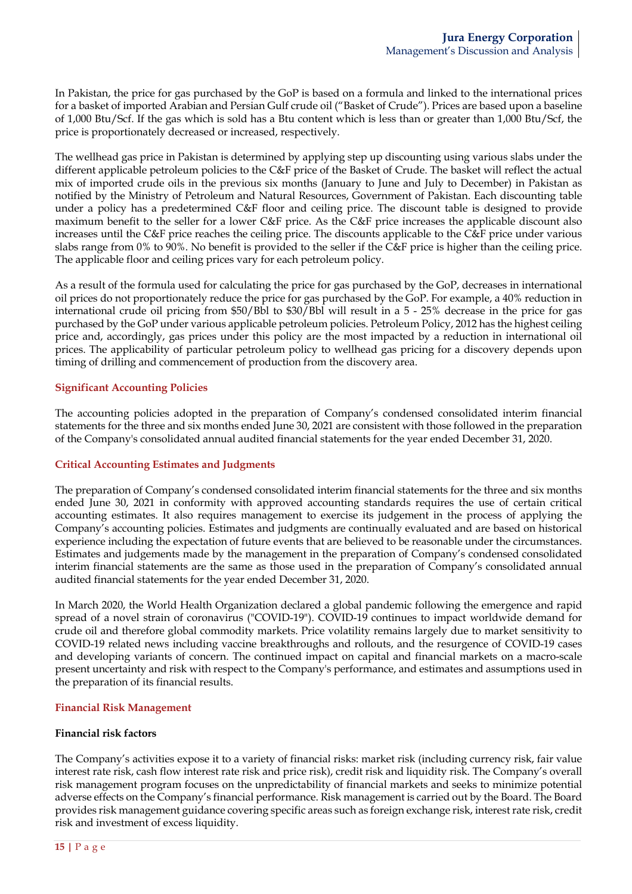In Pakistan, the price for gas purchased by the GoP is based on a formula and linked to the international prices for a basket of imported Arabian and Persian Gulf crude oil ("Basket of Crude"). Prices are based upon a baseline of 1,000 Btu/Scf. If the gas which is sold has a Btu content which is less than or greater than 1,000 Btu/Scf, the price is proportionately decreased or increased, respectively.

The wellhead gas price in Pakistan is determined by applying step up discounting using various slabs under the different applicable petroleum policies to the C&F price of the Basket of Crude. The basket will reflect the actual mix of imported crude oils in the previous six months (January to June and July to December) in Pakistan as notified by the Ministry of Petroleum and Natural Resources, Government of Pakistan. Each discounting table under a policy has a predetermined C&F floor and ceiling price. The discount table is designed to provide maximum benefit to the seller for a lower C&F price. As the C&F price increases the applicable discount also increases until the C&F price reaches the ceiling price. The discounts applicable to the C&F price under various slabs range from 0% to 90%. No benefit is provided to the seller if the C&F price is higher than the ceiling price. The applicable floor and ceiling prices vary for each petroleum policy.

As a result of the formula used for calculating the price for gas purchased by the GoP, decreases in international oil prices do not proportionately reduce the price for gas purchased by the GoP. For example, a 40% reduction in international crude oil pricing from $50/Bbl to $30/Bbl will result in a 5 - 25% decrease in the price for gas purchased by the GoP under various applicable petroleum policies. Petroleum Policy, 2012 has the highest ceiling price and, accordingly, gas prices under this policy are the most impacted by a reduction in international oil prices. The applicability of particular petroleum policy to wellhead gas pricing for a discovery depends upon timing of drilling and commencement of production from the discovery area.

## Significant Accounting Policies

The accounting policies adopted in the preparation of Company's condensed consolidated interim financial statements for the three and six months ended June 30, 2021 are consistent with those followed in the preparation of the Company's consolidated annual audited financial statements for the year ended December 31, 2020.

## Critical Accounting Estimates and Judgments

The preparation of Company's condensed consolidated interim financial statements for the three and six months ended June 30, 2021 in conformity with approved accounting standards requires the use of certain critical accounting estimates. It also requires management to exercise its judgement in the process of applying the Company's accounting policies. Estimates and judgments are continually evaluated and are based on historical experience including the expectation of future events that are believed to be reasonable under the circumstances. Estimates and judgements made by the management in the preparation of Company's condensed consolidated interim financial statements are the same as those used in the preparation of Company's consolidated annual audited financial statements for the year ended December 31, 2020.

In March 2020, the World Health Organization declared a global pandemic following the emergence and rapid spread of a novel strain of coronavirus ("COVID-19"). COVID-19 continues to impact worldwide demand for crude oil and therefore global commodity markets. Price volatility remains largely due to market sensitivity to COVID-19 related news including vaccine breakthroughs and rollouts, and the resurgence of COVID-19 cases and developing variants of concern. The continued impact on capital and financial markets on a macro-scale present uncertainty and risk with respect to the Company's performance, and estimates and assumptions used in the preparation of its financial results.

## Financial Risk Management

### Financial risk factors

The Company's activities expose it to a variety of financial risks: market risk (including currency risk, fair value interest rate risk, cash flow interest rate risk and price risk), credit risk and liquidity risk. The Company's overall risk management program focuses on the unpredictability of financial markets and seeks to minimize potential adverse effects on the Company's financial performance. Risk management is carried out by the Board. The Board provides risk management guidance covering specific areas such as foreign exchange risk, interest rate risk, credit risk and investment of excess liquidity.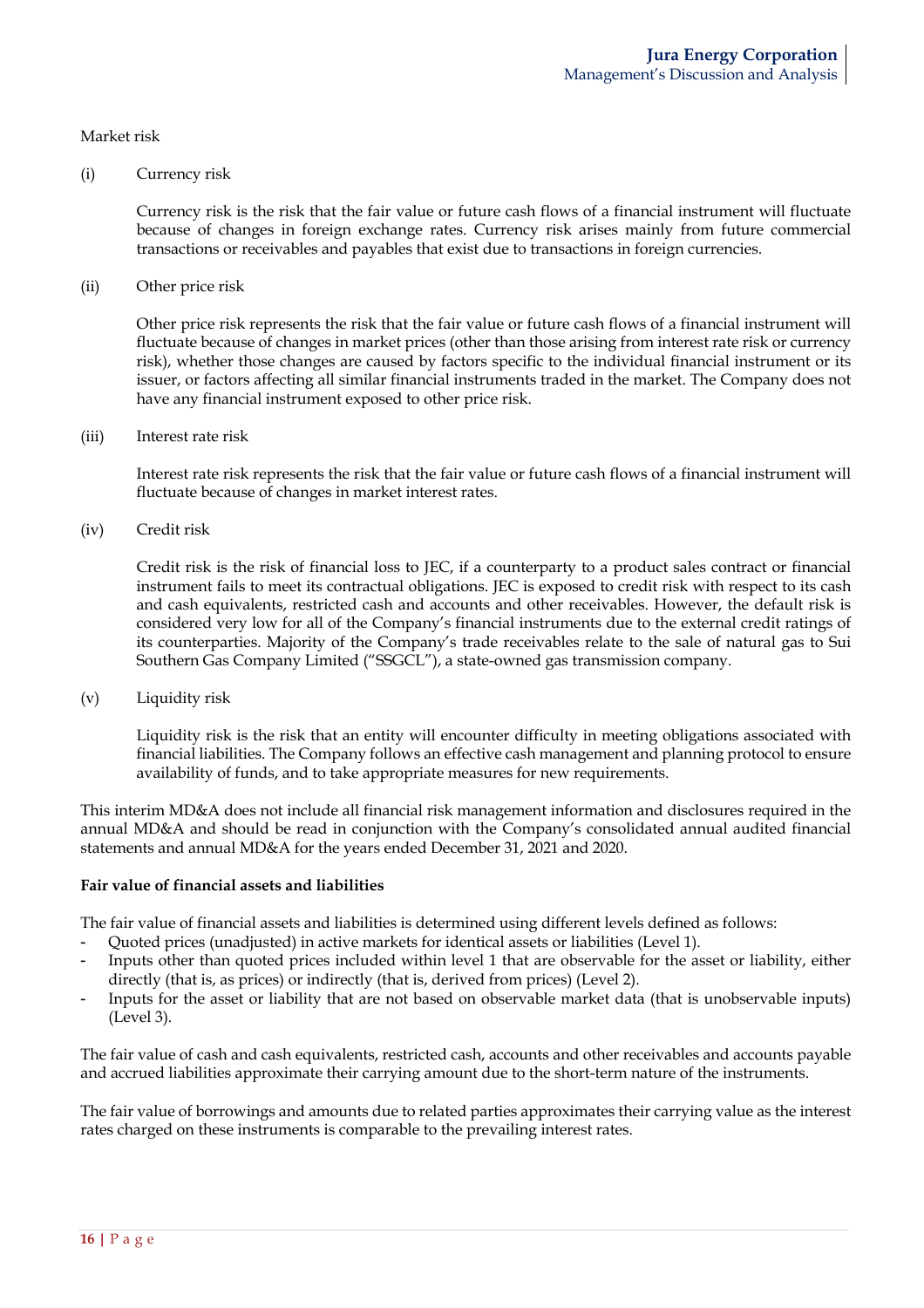Market risk

(i) Currency risk

Currency risk is the risk that the fair value or future cash flows of a financial instrument will fluctuate because of changes in foreign exchange rates. Currency risk arises mainly from future commercial transactions or receivables and payables that exist due to transactions in foreign currencies.

(ii) Other price risk

Other price risk represents the risk that the fair value or future cash flows of a financial instrument will fluctuate because of changes in market prices (other than those arising from interest rate risk or currency risk), whether those changes are caused by factors specific to the individual financial instrument or its issuer, or factors affecting all similar financial instruments traded in the market. The Company does not have any financial instrument exposed to other price risk.

(iii) Interest rate risk

Interest rate risk represents the risk that the fair value or future cash flows of a financial instrument will fluctuate because of changes in market interest rates.

(iv) Credit risk

Credit risk is the risk of financial loss to JEC, if a counterparty to a product sales contract or financial instrument fails to meet its contractual obligations. JEC is exposed to credit risk with respect to its cash and cash equivalents, restricted cash and accounts and other receivables. However, the default risk is considered very low for all of the Company's financial instruments due to the external credit ratings of its counterparties. Majority of the Company's trade receivables relate to the sale of natural gas to Sui Southern Gas Company Limited ("SSGCL"), a state-owned gas transmission company.

(v) Liquidity risk

Liquidity risk is the risk that an entity will encounter difficulty in meeting obligations associated with financial liabilities. The Company follows an effective cash management and planning protocol to ensure availability of funds, and to take appropriate measures for new requirements.

This interim MD&A does not include all financial risk management information and disclosures required in the annual MD&A and should be read in conjunction with the Company's consolidated annual audited financial statements and annual MD&A for the years ended December 31, 2021 and 2020.

**Fair value of financial assets and liabilities**

The fair value of financial assets and liabilities is determined using different levels defined as follows:

- Quoted prices (unadjusted) in active markets for identical assets or liabilities (Level 1).
- Inputs other than quoted prices included within level 1 that are observable for the asset or liability, either directly (that is, as prices) or indirectly (that is, derived from prices) (Level 2).
- Inputs for the asset or liability that are not based on observable market data (that is unobservable inputs) (Level 3).

The fair value of cash and cash equivalents, restricted cash, accounts and other receivables and accounts payable and accrued liabilities approximate their carrying amount due to the short-term nature of the instruments.

The fair value of borrowings and amounts due to related parties approximates their carrying value as the interest rates charged on these instruments is comparable to the prevailing interest rates.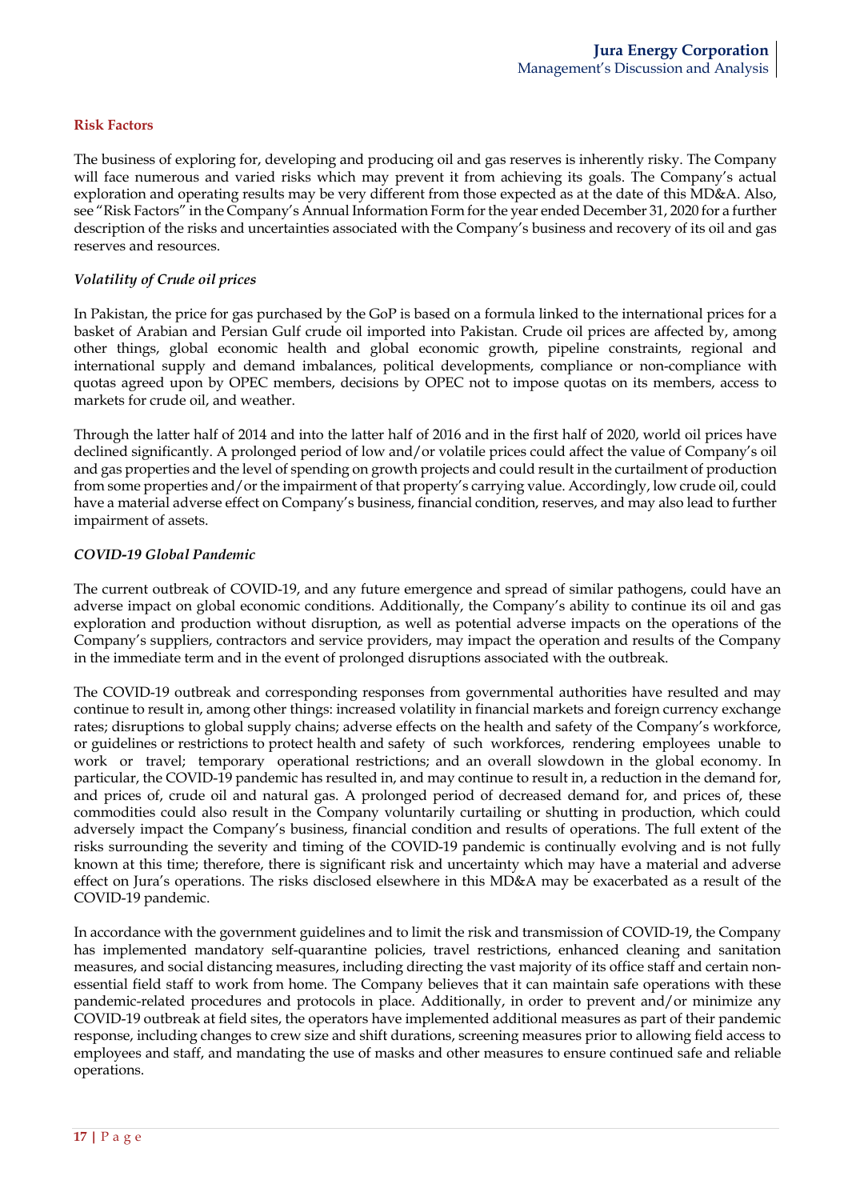## Risk Factors

The business of exploring for, developing and producing oil and gas reserves is inherently risky. The Company will face numerous and varied risks which may prevent it from achieving its goals. The Company's actual exploration and operating results may be very different from those expected as at the date of this MD&A. Also, see "Risk Factors" in the Company's Annual Information Form for the year ended December 31, 2020 for a further description of the risks and uncertainties associated with the Company's business and recovery of its oil and gas reserves and resources.

### *Volatility of Crude oil prices*

In Pakistan, the price for gas purchased by the GoP is based on a formula linked to the international prices for a basket of Arabian and Persian Gulf crude oil imported into Pakistan. Crude oil prices are affected by, among other things, global economic health and global economic growth, pipeline constraints, regional and international supply and demand imbalances, political developments, compliance or non-compliance with quotas agreed upon by OPEC members, decisions by OPEC not to impose quotas on its members, access to markets for crude oil, and weather.

Through the latter half of 2014 and into the latter half of 2016 and in the first half of 2020, world oil prices have declined significantly. A prolonged period of low and/or volatile prices could affect the value of Company's oil and gas properties and the level of spending on growth projects and could result in the curtailment of production from some properties and/or the impairment of that property's carrying value. Accordingly, low crude oil, could have a material adverse effect on Company's business, financial condition, reserves, and may also lead to further impairment of assets.

### *COVID-19 Global Pandemic*

The current outbreak of COVID-19, and any future emergence and spread of similar pathogens, could have an adverse impact on global economic conditions. Additionally, the Company's ability to continue its oil and gas exploration and production without disruption, as well as potential adverse impacts on the operations of the Company's suppliers, contractors and service providers, may impact the operation and results of the Company in the immediate term and in the event of prolonged disruptions associated with the outbreak.

The COVID-19 outbreak and corresponding responses from governmental authorities have resulted and may continue to result in, among other things: increased volatility in financial markets and foreign currency exchange rates; disruptions to global supply chains; adverse effects on the health and safety of the Company's workforce, or guidelines or restrictions to protect health and safety of such workforces, rendering employees unable to work or travel; temporary operational restrictions; and an overall slowdown in the global economy. In particular, the COVID-19 pandemic has resulted in, and may continue to result in, a reduction in the demand for, and prices of, crude oil and natural gas. A prolonged period of decreased demand for, and prices of, these commodities could also result in the Company voluntarily curtailing or shutting in production, which could adversely impact the Company's business, financial condition and results of operations. The full extent of the risks surrounding the severity and timing of the COVID-19 pandemic is continually evolving and is not fully known at this time; therefore, there is significant risk and uncertainty which may have a material and adverse effect on Jura's operations. The risks disclosed elsewhere in this MD&A may be exacerbated as a result of the COVID-19 pandemic.

In accordance with the government guidelines and to limit the risk and transmission of COVID-19, the Company has implemented mandatory self-quarantine policies, travel restrictions, enhanced cleaning and sanitation measures, and social distancing measures, including directing the vast majority of its office staff and certain non-essential field staff to work from home. The Company believes that it can maintain safe operations with these pandemic-related procedures and protocols in place. Additionally, in order to prevent and/or minimize any COVID-19 outbreak at field sites, the operators have implemented additional measures as part of their pandemic response, including changes to crew size and shift durations, screening measures prior to allowing field access to employees and staff, and mandating the use of masks and other measures to ensure continued safe and reliable operations.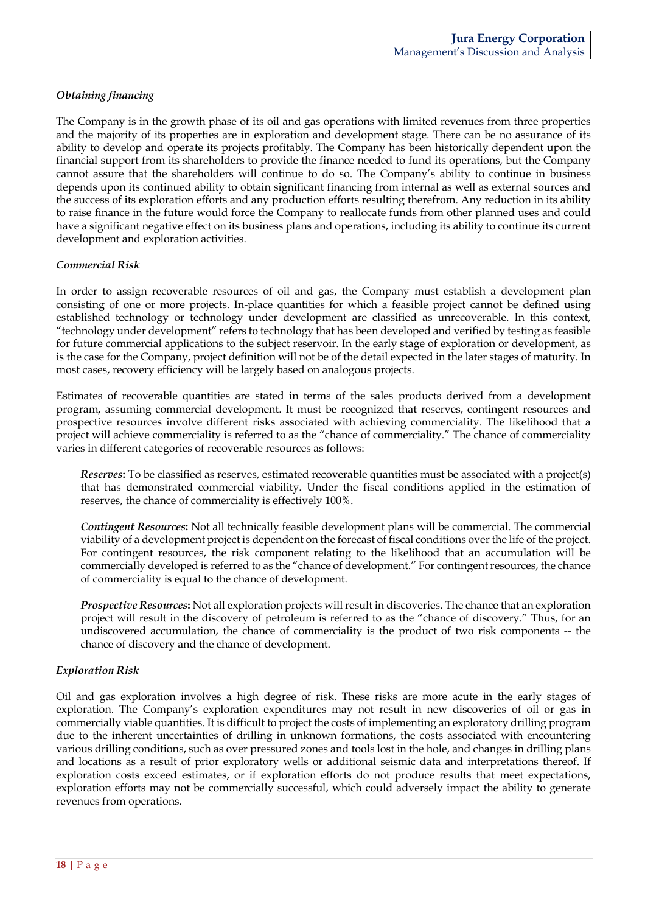*Obtaining financing*

The Company is in the growth phase of its oil and gas operations with limited revenues from three properties and the majority of its properties are in exploration and development stage. There can be no assurance of its ability to develop and operate its projects profitably. The Company has been historically dependent upon the financial support from its shareholders to provide the finance needed to fund its operations, but the Company cannot assure that the shareholders will continue to do so. The Company's ability to continue in business depends upon its continued ability to obtain significant financing from internal as well as external sources and the success of its exploration efforts and any production efforts resulting therefrom. Any reduction in its ability to raise finance in the future would force the Company to reallocate funds from other planned uses and could have a significant negative effect on its business plans and operations, including its ability to continue its current development and exploration activities.

*Commercial Risk*

In order to assign recoverable resources of oil and gas, the Company must establish a development plan consisting of one or more projects. In-place quantities for which a feasible project cannot be defined using established technology or technology under development are classified as unrecoverable. In this context, "technology under development" refers to technology that has been developed and verified by testing as feasible for future commercial applications to the subject reservoir. In the early stage of exploration or development, as is the case for the Company, project definition will not be of the detail expected in the later stages of maturity. In most cases, recovery efficiency will be largely based on analogous projects.

Estimates of recoverable quantities are stated in terms of the sales products derived from a development program, assuming commercial development. It must be recognized that reserves, contingent resources and prospective resources involve different risks associated with achieving commerciality. The likelihood that a project will achieve commerciality is referred to as the "chance of commerciality." The chance of commerciality varies in different categories of recoverable resources as follows:

***Reserves*:** To be classified as reserves, estimated recoverable quantities must be associated with a project(s) that has demonstrated commercial viability. Under the fiscal conditions applied in the estimation of reserves, the chance of commerciality is effectively 100%.

***Contingent Resources*:** Not all technically feasible development plans will be commercial. The commercial viability of a development project is dependent on the forecast of fiscal conditions over the life of the project. For contingent resources, the risk component relating to the likelihood that an accumulation will be commercially developed is referred to as the "chance of development." For contingent resources, the chance of commerciality is equal to the chance of development.

***Prospective Resources*:** Not all exploration projects will result in discoveries. The chance that an exploration project will result in the discovery of petroleum is referred to as the "chance of discovery." Thus, for an undiscovered accumulation, the chance of commerciality is the product of two risk components -- the chance of discovery and the chance of development.

*Exploration Risk*

Oil and gas exploration involves a high degree of risk. These risks are more acute in the early stages of exploration. The Company's exploration expenditures may not result in new discoveries of oil or gas in commercially viable quantities. It is difficult to project the costs of implementing an exploratory drilling program due to the inherent uncertainties of drilling in unknown formations, the costs associated with encountering various drilling conditions, such as over pressured zones and tools lost in the hole, and changes in drilling plans and locations as a result of prior exploratory wells or additional seismic data and interpretations thereof. If exploration costs exceed estimates, or if exploration efforts do not produce results that meet expectations, exploration efforts may not be commercially successful, which could adversely impact the ability to generate revenues from operations.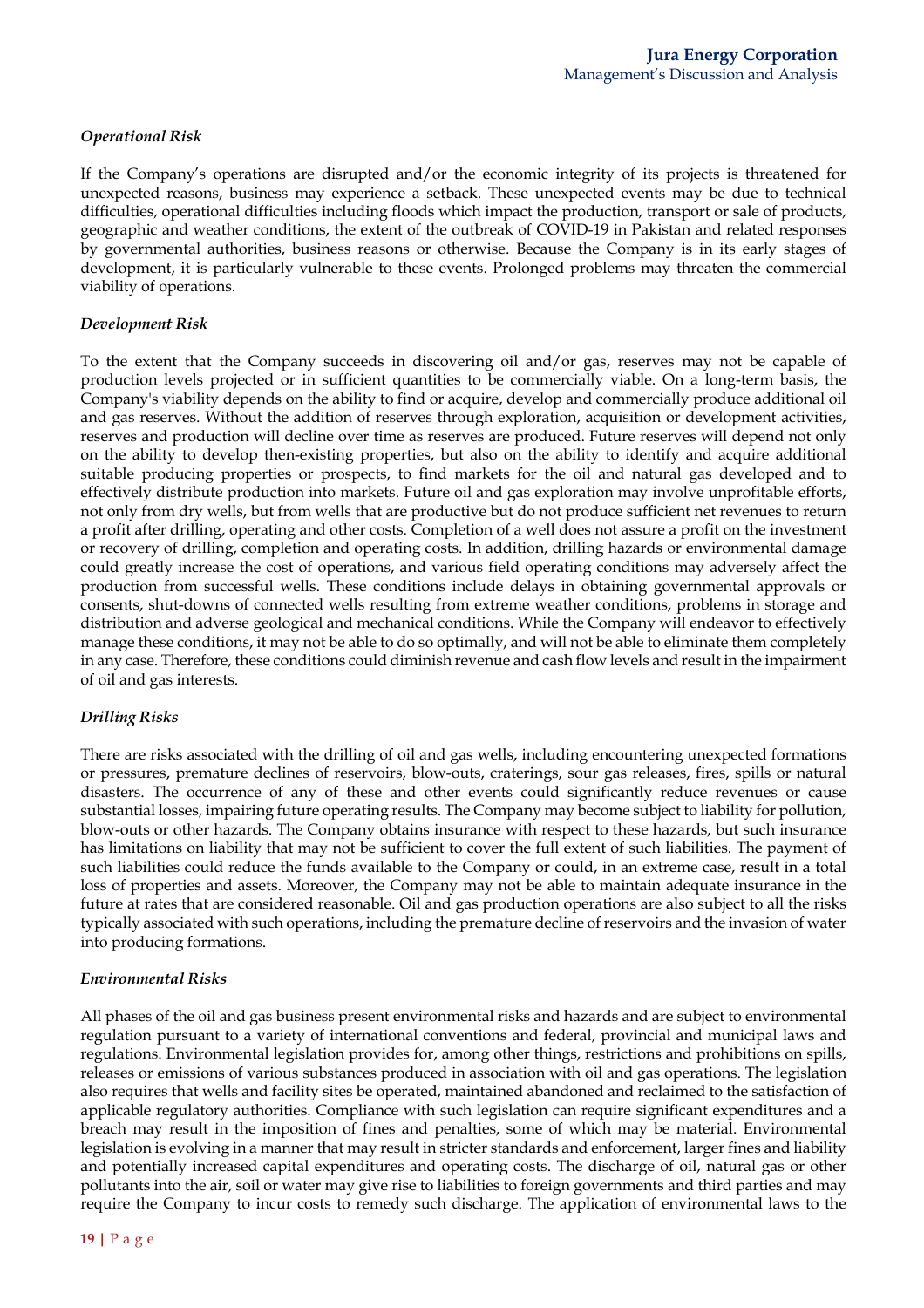*Operational Risk*

If the Company's operations are disrupted and/or the economic integrity of its projects is threatened for unexpected reasons, business may experience a setback. These unexpected events may be due to technical difficulties, operational difficulties including floods which impact the production, transport or sale of products, geographic and weather conditions, the extent of the outbreak of COVID-19 in Pakistan and related responses by governmental authorities, business reasons or otherwise. Because the Company is in its early stages of development, it is particularly vulnerable to these events. Prolonged problems may threaten the commercial viability of operations.

*Development Risk*

To the extent that the Company succeeds in discovering oil and/or gas, reserves may not be capable of production levels projected or in sufficient quantities to be commercially viable. On a long-term basis, the Company's viability depends on the ability to find or acquire, develop and commercially produce additional oil and gas reserves. Without the addition of reserves through exploration, acquisition or development activities, reserves and production will decline over time as reserves are produced. Future reserves will depend not only on the ability to develop then-existing properties, but also on the ability to identify and acquire additional suitable producing properties or prospects, to find markets for the oil and natural gas developed and to effectively distribute production into markets. Future oil and gas exploration may involve unprofitable efforts, not only from dry wells, but from wells that are productive but do not produce sufficient net revenues to return a profit after drilling, operating and other costs. Completion of a well does not assure a profit on the investment or recovery of drilling, completion and operating costs. In addition, drilling hazards or environmental damage could greatly increase the cost of operations, and various field operating conditions may adversely affect the production from successful wells. These conditions include delays in obtaining governmental approvals or consents, shut-downs of connected wells resulting from extreme weather conditions, problems in storage and distribution and adverse geological and mechanical conditions. While the Company will endeavor to effectively manage these conditions, it may not be able to do so optimally, and will not be able to eliminate them completely in any case. Therefore, these conditions could diminish revenue and cash flow levels and result in the impairment of oil and gas interests.

*Drilling Risks*

There are risks associated with the drilling of oil and gas wells, including encountering unexpected formations or pressures, premature declines of reservoirs, blow-outs, craterings, sour gas releases, fires, spills or natural disasters. The occurrence of any of these and other events could significantly reduce revenues or cause substantial losses, impairing future operating results. The Company may become subject to liability for pollution, blow-outs or other hazards. The Company obtains insurance with respect to these hazards, but such insurance has limitations on liability that may not be sufficient to cover the full extent of such liabilities. The payment of such liabilities could reduce the funds available to the Company or could, in an extreme case, result in a total loss of properties and assets. Moreover, the Company may not be able to maintain adequate insurance in the future at rates that are considered reasonable. Oil and gas production operations are also subject to all the risks typically associated with such operations, including the premature decline of reservoirs and the invasion of water into producing formations.

*Environmental Risks*

All phases of the oil and gas business present environmental risks and hazards and are subject to environmental regulation pursuant to a variety of international conventions and federal, provincial and municipal laws and regulations. Environmental legislation provides for, among other things, restrictions and prohibitions on spills, releases or emissions of various substances produced in association with oil and gas operations. The legislation also requires that wells and facility sites be operated, maintained abandoned and reclaimed to the satisfaction of applicable regulatory authorities. Compliance with such legislation can require significant expenditures and a breach may result in the imposition of fines and penalties, some of which may be material. Environmental legislation is evolving in a manner that may result in stricter standards and enforcement, larger fines and liability and potentially increased capital expenditures and operating costs. The discharge of oil, natural gas or other pollutants into the air, soil or water may give rise to liabilities to foreign governments and third parties and may require the Company to incur costs to remedy such discharge. The application of environmental laws to the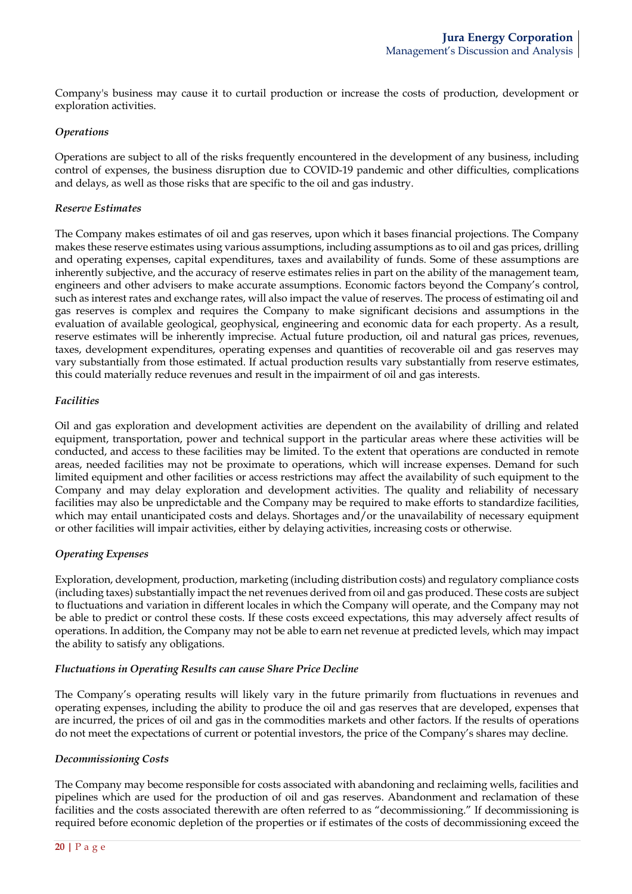Company's business may cause it to curtail production or increase the costs of production, development or exploration activities.

### *Operations*

Operations are subject to all of the risks frequently encountered in the development of any business, including control of expenses, the business disruption due to COVID-19 pandemic and other difficulties, complications and delays, as well as those risks that are specific to the oil and gas industry.

### *Reserve Estimates*

The Company makes estimates of oil and gas reserves, upon which it bases financial projections. The Company makes these reserve estimates using various assumptions, including assumptions as to oil and gas prices, drilling and operating expenses, capital expenditures, taxes and availability of funds. Some of these assumptions are inherently subjective, and the accuracy of reserve estimates relies in part on the ability of the management team, engineers and other advisers to make accurate assumptions. Economic factors beyond the Company's control, such as interest rates and exchange rates, will also impact the value of reserves. The process of estimating oil and gas reserves is complex and requires the Company to make significant decisions and assumptions in the evaluation of available geological, geophysical, engineering and economic data for each property. As a result, reserve estimates will be inherently imprecise. Actual future production, oil and natural gas prices, revenues, taxes, development expenditures, operating expenses and quantities of recoverable oil and gas reserves may vary substantially from those estimated. If actual production results vary substantially from reserve estimates, this could materially reduce revenues and result in the impairment of oil and gas interests.

### *Facilities*

Oil and gas exploration and development activities are dependent on the availability of drilling and related equipment, transportation, power and technical support in the particular areas where these activities will be conducted, and access to these facilities may be limited. To the extent that operations are conducted in remote areas, needed facilities may not be proximate to operations, which will increase expenses. Demand for such limited equipment and other facilities or access restrictions may affect the availability of such equipment to the Company and may delay exploration and development activities. The quality and reliability of necessary facilities may also be unpredictable and the Company may be required to make efforts to standardize facilities, which may entail unanticipated costs and delays. Shortages and/or the unavailability of necessary equipment or other facilities will impair activities, either by delaying activities, increasing costs or otherwise.

### *Operating Expenses*

Exploration, development, production, marketing (including distribution costs) and regulatory compliance costs (including taxes) substantially impact the net revenues derived from oil and gas produced. These costs are subject to fluctuations and variation in different locales in which the Company will operate, and the Company may not be able to predict or control these costs. If these costs exceed expectations, this may adversely affect results of operations. In addition, the Company may not be able to earn net revenue at predicted levels, which may impact the ability to satisfy any obligations.

### *Fluctuations in Operating Results can cause Share Price Decline*

The Company's operating results will likely vary in the future primarily from fluctuations in revenues and operating expenses, including the ability to produce the oil and gas reserves that are developed, expenses that are incurred, the prices of oil and gas in the commodities markets and other factors. If the results of operations do not meet the expectations of current or potential investors, the price of the Company's shares may decline.

### *Decommissioning Costs*

The Company may become responsible for costs associated with abandoning and reclaiming wells, facilities and pipelines which are used for the production of oil and gas reserves. Abandonment and reclamation of these facilities and the costs associated therewith are often referred to as "decommissioning." If decommissioning is required before economic depletion of the properties or if estimates of the costs of decommissioning exceed the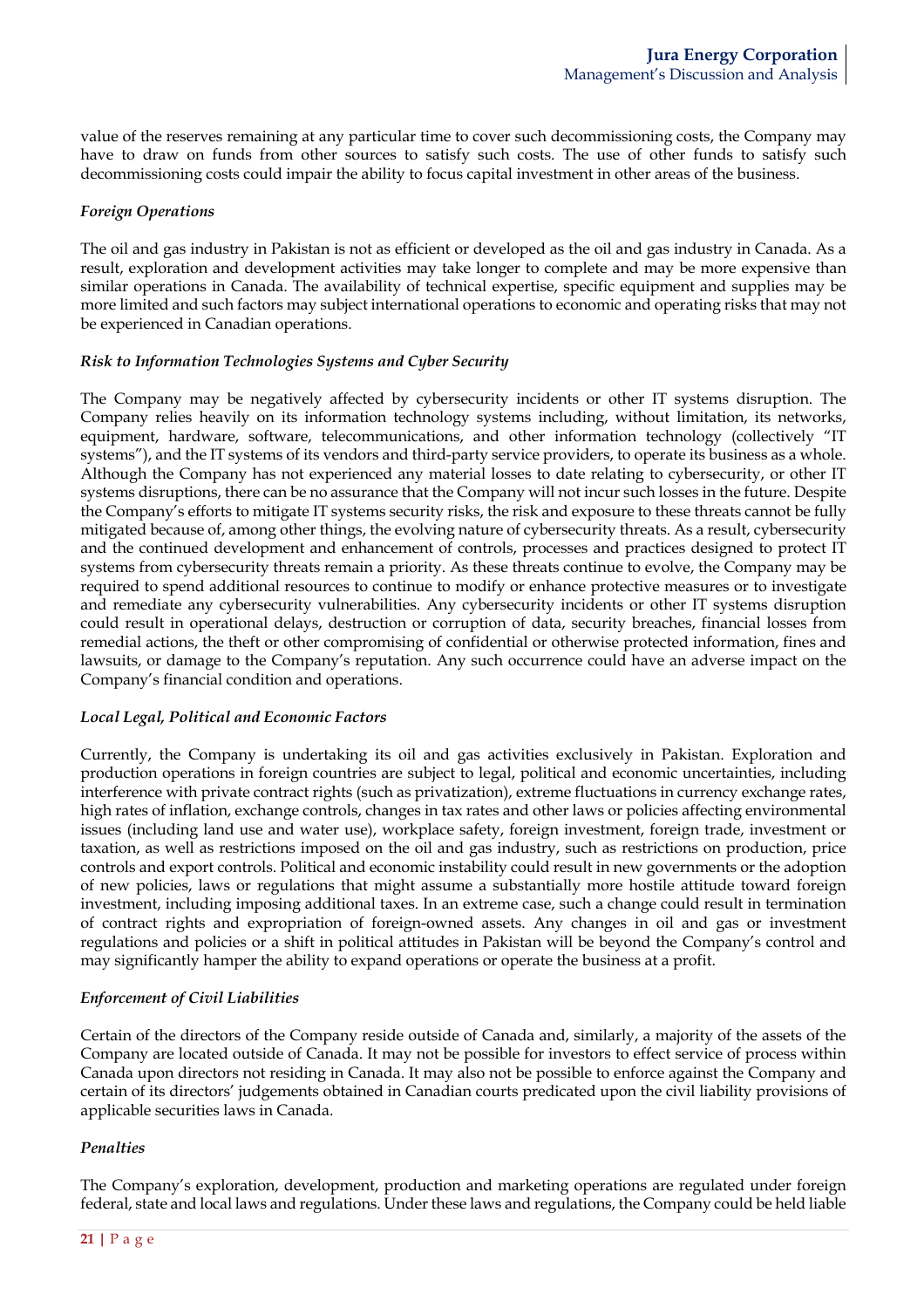value of the reserves remaining at any particular time to cover such decommissioning costs, the Company may have to draw on funds from other sources to satisfy such costs. The use of other funds to satisfy such decommissioning costs could impair the ability to focus capital investment in other areas of the business.

***Foreign Operations***

The oil and gas industry in Pakistan is not as efficient or developed as the oil and gas industry in Canada. As a result, exploration and development activities may take longer to complete and may be more expensive than similar operations in Canada. The availability of technical expertise, specific equipment and supplies may be more limited and such factors may subject international operations to economic and operating risks that may not be experienced in Canadian operations.

***Risk to Information Technologies Systems and Cyber Security***

The Company may be negatively affected by cybersecurity incidents or other IT systems disruption. The Company relies heavily on its information technology systems including, without limitation, its networks, equipment, hardware, software, telecommunications, and other information technology (collectively "IT systems"), and the IT systems of its vendors and third-party service providers, to operate its business as a whole. Although the Company has not experienced any material losses to date relating to cybersecurity, or other IT systems disruptions, there can be no assurance that the Company will not incur such losses in the future. Despite the Company's efforts to mitigate IT systems security risks, the risk and exposure to these threats cannot be fully mitigated because of, among other things, the evolving nature of cybersecurity threats. As a result, cybersecurity and the continued development and enhancement of controls, processes and practices designed to protect IT systems from cybersecurity threats remain a priority. As these threats continue to evolve, the Company may be required to spend additional resources to continue to modify or enhance protective measures or to investigate and remediate any cybersecurity vulnerabilities. Any cybersecurity incidents or other IT systems disruption could result in operational delays, destruction or corruption of data, security breaches, financial losses from remedial actions, the theft or other compromising of confidential or otherwise protected information, fines and lawsuits, or damage to the Company's reputation. Any such occurrence could have an adverse impact on the Company's financial condition and operations.

***Local Legal, Political and Economic Factors***

Currently, the Company is undertaking its oil and gas activities exclusively in Pakistan. Exploration and production operations in foreign countries are subject to legal, political and economic uncertainties, including interference with private contract rights (such as privatization), extreme fluctuations in currency exchange rates, high rates of inflation, exchange controls, changes in tax rates and other laws or policies affecting environmental issues (including land use and water use), workplace safety, foreign investment, foreign trade, investment or taxation, as well as restrictions imposed on the oil and gas industry, such as restrictions on production, price controls and export controls. Political and economic instability could result in new governments or the adoption of new policies, laws or regulations that might assume a substantially more hostile attitude toward foreign investment, including imposing additional taxes. In an extreme case, such a change could result in termination of contract rights and expropriation of foreign-owned assets. Any changes in oil and gas or investment regulations and policies or a shift in political attitudes in Pakistan will be beyond the Company's control and may significantly hamper the ability to expand operations or operate the business at a profit.

***Enforcement of Civil Liabilities***

Certain of the directors of the Company reside outside of Canada and, similarly, a majority of the assets of the Company are located outside of Canada. It may not be possible for investors to effect service of process within Canada upon directors not residing in Canada. It may also not be possible to enforce against the Company and certain of its directors' judgements obtained in Canadian courts predicated upon the civil liability provisions of applicable securities laws in Canada.

***Penalties***

The Company's exploration, development, production and marketing operations are regulated under foreign federal, state and local laws and regulations. Under these laws and regulations, the Company could be held liable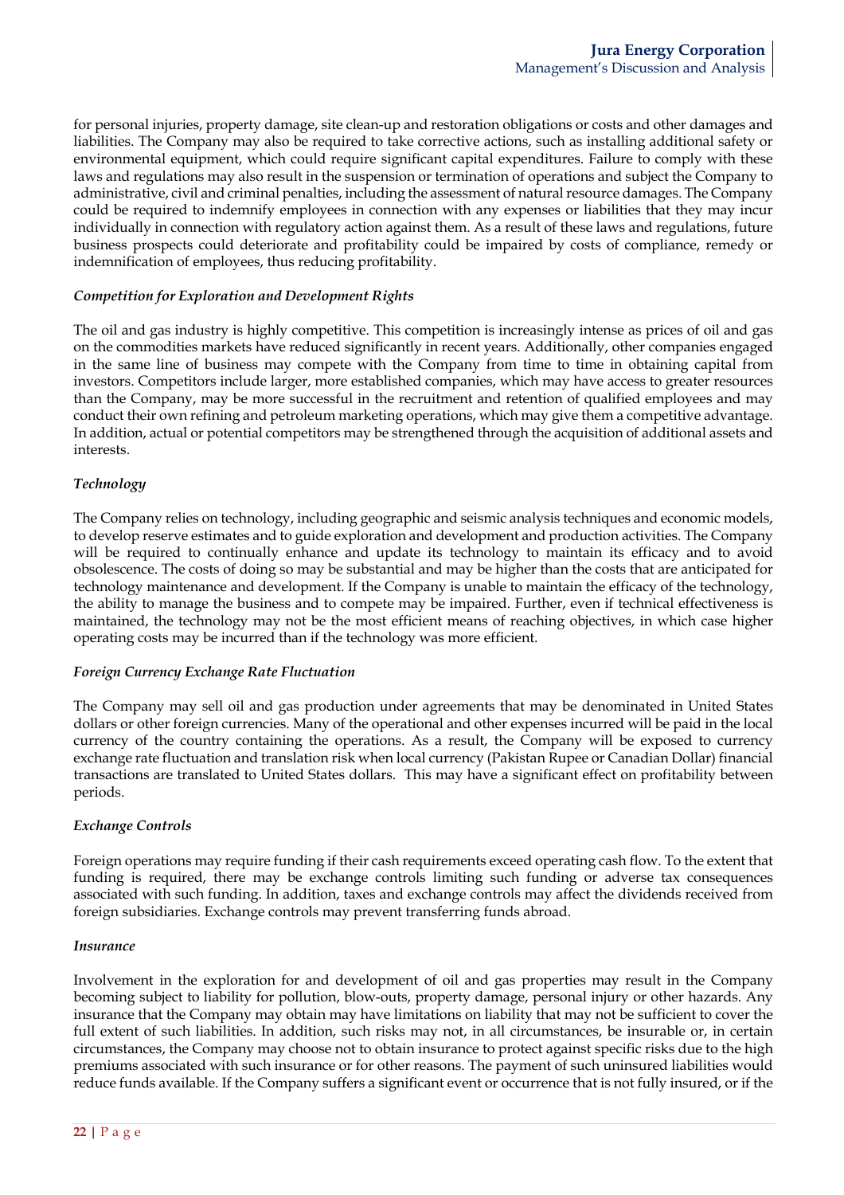for personal injuries, property damage, site clean-up and restoration obligations or costs and other damages and liabilities. The Company may also be required to take corrective actions, such as installing additional safety or environmental equipment, which could require significant capital expenditures. Failure to comply with these laws and regulations may also result in the suspension or termination of operations and subject the Company to administrative, civil and criminal penalties, including the assessment of natural resource damages. The Company could be required to indemnify employees in connection with any expenses or liabilities that they may incur individually in connection with regulatory action against them. As a result of these laws and regulations, future business prospects could deteriorate and profitability could be impaired by costs of compliance, remedy or indemnification of employees, thus reducing profitability.

*Competition for Exploration and Development Rights*

The oil and gas industry is highly competitive. This competition is increasingly intense as prices of oil and gas on the commodities markets have reduced significantly in recent years. Additionally, other companies engaged in the same line of business may compete with the Company from time to time in obtaining capital from investors. Competitors include larger, more established companies, which may have access to greater resources than the Company, may be more successful in the recruitment and retention of qualified employees and may conduct their own refining and petroleum marketing operations, which may give them a competitive advantage. In addition, actual or potential competitors may be strengthened through the acquisition of additional assets and interests.

*Technology*

The Company relies on technology, including geographic and seismic analysis techniques and economic models, to develop reserve estimates and to guide exploration and development and production activities. The Company will be required to continually enhance and update its technology to maintain its efficacy and to avoid obsolescence. The costs of doing so may be substantial and may be higher than the costs that are anticipated for technology maintenance and development. If the Company is unable to maintain the efficacy of the technology, the ability to manage the business and to compete may be impaired. Further, even if technical effectiveness is maintained, the technology may not be the most efficient means of reaching objectives, in which case higher operating costs may be incurred than if the technology was more efficient.

*Foreign Currency Exchange Rate Fluctuation*

The Company may sell oil and gas production under agreements that may be denominated in United States dollars or other foreign currencies. Many of the operational and other expenses incurred will be paid in the local currency of the country containing the operations. As a result, the Company will be exposed to currency exchange rate fluctuation and translation risk when local currency (Pakistan Rupee or Canadian Dollar) financial transactions are translated to United States dollars. This may have a significant effect on profitability between periods.

*Exchange Controls*

Foreign operations may require funding if their cash requirements exceed operating cash flow. To the extent that funding is required, there may be exchange controls limiting such funding or adverse tax consequences associated with such funding. In addition, taxes and exchange controls may affect the dividends received from foreign subsidiaries. Exchange controls may prevent transferring funds abroad.

*Insurance*

Involvement in the exploration for and development of oil and gas properties may result in the Company becoming subject to liability for pollution, blow-outs, property damage, personal injury or other hazards. Any insurance that the Company may obtain may have limitations on liability that may not be sufficient to cover the full extent of such liabilities. In addition, such risks may not, in all circumstances, be insurable or, in certain circumstances, the Company may choose not to obtain insurance to protect against specific risks due to the high premiums associated with such insurance or for other reasons. The payment of such uninsured liabilities would reduce funds available. If the Company suffers a significant event or occurrence that is not fully insured, or if the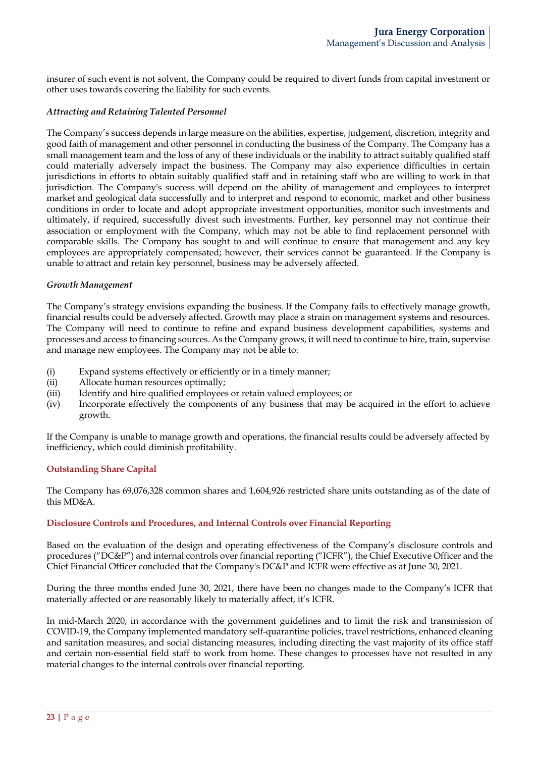insurer of such event is not solvent, the Company could be required to divert funds from capital investment or other uses towards covering the liability for such events.

*Attracting and Retaining Talented Personnel*

The Company's success depends in large measure on the abilities, expertise, judgement, discretion, integrity and good faith of management and other personnel in conducting the business of the Company. The Company has a small management team and the loss of any of these individuals or the inability to attract suitably qualified staff could materially adversely impact the business. The Company may also experience difficulties in certain jurisdictions in efforts to obtain suitably qualified staff and in retaining staff who are willing to work in that jurisdiction. The Company's success will depend on the ability of management and employees to interpret market and geological data successfully and to interpret and respond to economic, market and other business conditions in order to locate and adopt appropriate investment opportunities, monitor such investments and ultimately, if required, successfully divest such investments. Further, key personnel may not continue their association or employment with the Company, which may not be able to find replacement personnel with comparable skills. The Company has sought to and will continue to ensure that management and any key employees are appropriately compensated; however, their services cannot be guaranteed. If the Company is unable to attract and retain key personnel, business may be adversely affected.

*Growth Management*

The Company's strategy envisions expanding the business. If the Company fails to effectively manage growth, financial results could be adversely affected. Growth may place a strain on management systems and resources. The Company will need to continue to refine and expand business development capabilities, systems and processes and access to financing sources. As the Company grows, it will need to continue to hire, train, supervise and manage new employees. The Company may not be able to:

(i) Expand systems effectively or efficiently or in a timely manner;
(ii) Allocate human resources optimally;
(iii) Identify and hire qualified employees or retain valued employees; or
(iv) Incorporate effectively the components of any business that may be acquired in the effort to achieve growth.

If the Company is unable to manage growth and operations, the financial results could be adversely affected by inefficiency, which could diminish profitability.

## Outstanding Share Capital

The Company has 69,076,328 common shares and 1,604,926 restricted share units outstanding as of the date of this MD&A.

## Disclosure Controls and Procedures, and Internal Controls over Financial Reporting

Based on the evaluation of the design and operating effectiveness of the Company's disclosure controls and procedures ("DC&P") and internal controls over financial reporting ("ICFR"), the Chief Executive Officer and the Chief Financial Officer concluded that the Company's DC&P and ICFR were effective as at June 30, 2021.

During the three months ended June 30, 2021, there have been no changes made to the Company's ICFR that materially affected or are reasonably likely to materially affect, it's ICFR.

In mid-March 2020, in accordance with the government guidelines and to limit the risk and transmission of COVID-19, the Company implemented mandatory self-quarantine policies, travel restrictions, enhanced cleaning and sanitation measures, and social distancing measures, including directing the vast majority of its office staff and certain non-essential field staff to work from home. These changes to processes have not resulted in any material changes to the internal controls over financial reporting.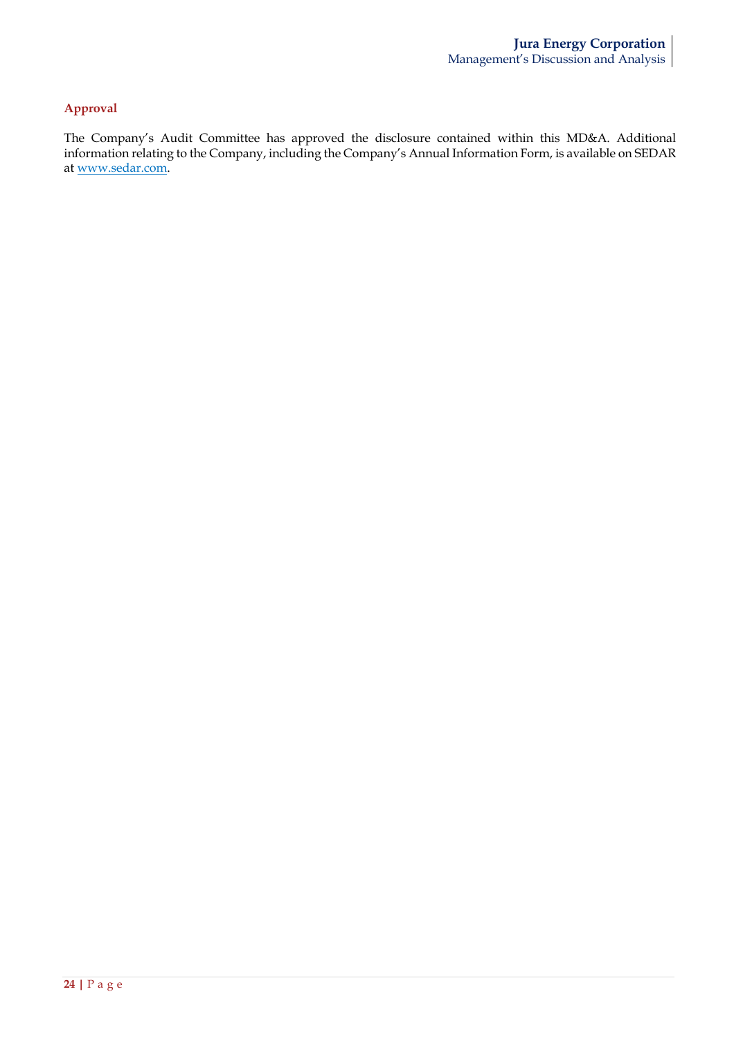## Approval

The Company's Audit Committee has approved the disclosure contained within this MD&A. Additional information relating to the Company, including the Company's Annual Information Form, is available on SEDAR at www.sedar.com.